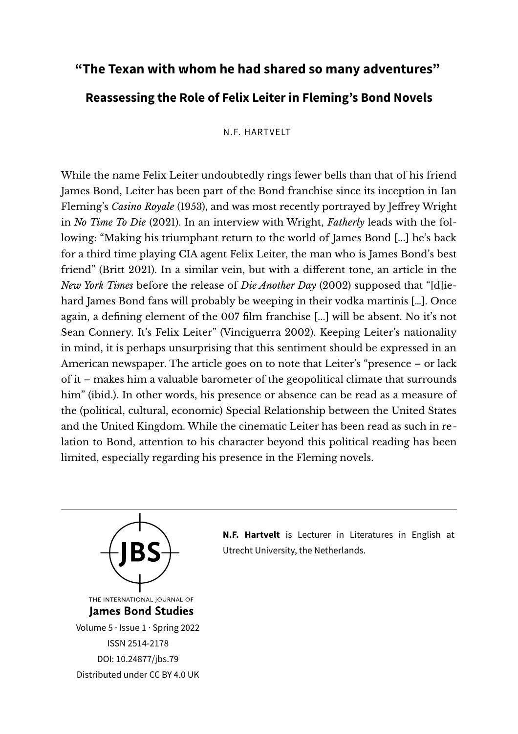# "The Texan with whom he had shared so many adventures"

## Reassessing the Role of Felix Leiter in Fleming's Bond Novels

N.F. HARTVELT

While the name Felix Leiter undoubtedly rings fewer bells than that of his friend James Bond, Leiter has been part of the Bond franchise since its inception in Ian Fleming's *Casino Royale* (1953), and was most recently portrayed by Jeffrey Wright in *No Time To Die* (2021). In an interview with Wright, *Fatherly* leads with the following: "Making his triumphant return to the world of James Bond [...] he's back for a third time playing CIA agent Felix Leiter, the man who is James Bond's best friend" (Britt 2021). In a similar vein, but with a different tone, an article in the *New York Times* before the release of *Die Another Day* (2002) supposed that "[d]iehard James Bond fans will probably be weeping in their vodka martinis [...]. Once again, a defining element of the 007 film franchise [...] will be absent. No it's not Sean Connery. It's Felix Leiter" (Vinciguerra 2002). Keeping Leiter's nationality in mind, it is perhaps unsurprising that this sentiment should be expressed in an American newspaper. The article goes on to note that Leiter's "presence – or lack of it – makes him a valuable barometer of the geopolitical climate that surrounds him" (ibid.). In other words, his presence or absence can be read as a measure of the (political, cultural, economic) Special Relationship between the United States and the United Kingdom. While the cinematic Leiter has been read as such in relation to Bond, attention to his character beyond this political reading has been limited, especially regarding his presence in the Fleming novels.

---

THE INTERNATIONAL JOURNAL OF
**James Bond Studies**
Volume 5 · Issue 1 · Spring 2022
ISSN 2514-2178
DOI: 10.24877/jbs.79
Distributed under CC BY 4.0 UK

**N.F. Hartvelt** is Lecturer in Literatures in English at Utrecht University, the Netherlands.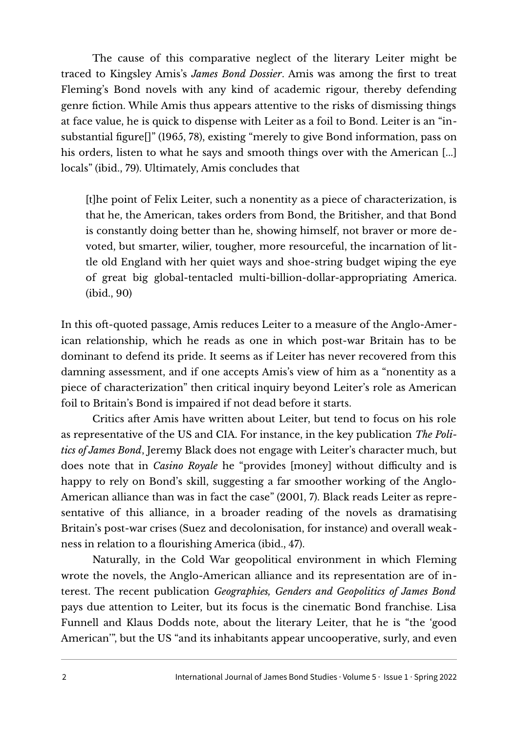The cause of this comparative neglect of the literary Leiter might be traced to Kingsley Amis's *James Bond Dossier*. Amis was among the first to treat Fleming's Bond novels with any kind of academic rigour, thereby defending genre fiction. While Amis thus appears attentive to the risks of dismissing things at face value, he is quick to dispense with Leiter as a foil to Bond. Leiter is an "insubstantial figure[]" (1965, 78), existing "merely to give Bond information, pass on his orders, listen to what he says and smooth things over with the American [...] locals" (ibid., 79). Ultimately, Amis concludes that

> [t]he point of Felix Leiter, such a nonentity as a piece of characterization, is that he, the American, takes orders from Bond, the Britisher, and that Bond is constantly doing better than he, showing himself, not braver or more devoted, but smarter, wilier, tougher, more resourceful, the incarnation of little old England with her quiet ways and shoe-string budget wiping the eye of great big global-tentacled multi-billion-dollar-appropriating America. (ibid., 90)

In this oft-quoted passage, Amis reduces Leiter to a measure of the Anglo-American relationship, which he reads as one in which post-war Britain has to be dominant to defend its pride. It seems as if Leiter has never recovered from this damning assessment, and if one accepts Amis's view of him as a "nonentity as a piece of characterization" then critical inquiry beyond Leiter's role as American foil to Britain's Bond is impaired if not dead before it starts.

Critics after Amis have written about Leiter, but tend to focus on his role as representative of the US and CIA. For instance, in the key publication *The Politics of James Bond*, Jeremy Black does not engage with Leiter's character much, but does note that in *Casino Royale* he "provides [money] without difficulty and is happy to rely on Bond's skill, suggesting a far smoother working of the Anglo-American alliance than was in fact the case" (2001, 7). Black reads Leiter as representative of this alliance, in a broader reading of the novels as dramatising Britain's post-war crises (Suez and decolonisation, for instance) and overall weakness in relation to a flourishing America (ibid., 47).

Naturally, in the Cold War geopolitical environment in which Fleming wrote the novels, the Anglo-American alliance and its representation are of interest. The recent publication *Geographies, Genders and Geopolitics of James Bond* pays due attention to Leiter, but its focus is the cinematic Bond franchise. Lisa Funnell and Klaus Dodds note, about the literary Leiter, that he is "the 'good American'", but the US "and its inhabitants appear uncooperative, surly, and even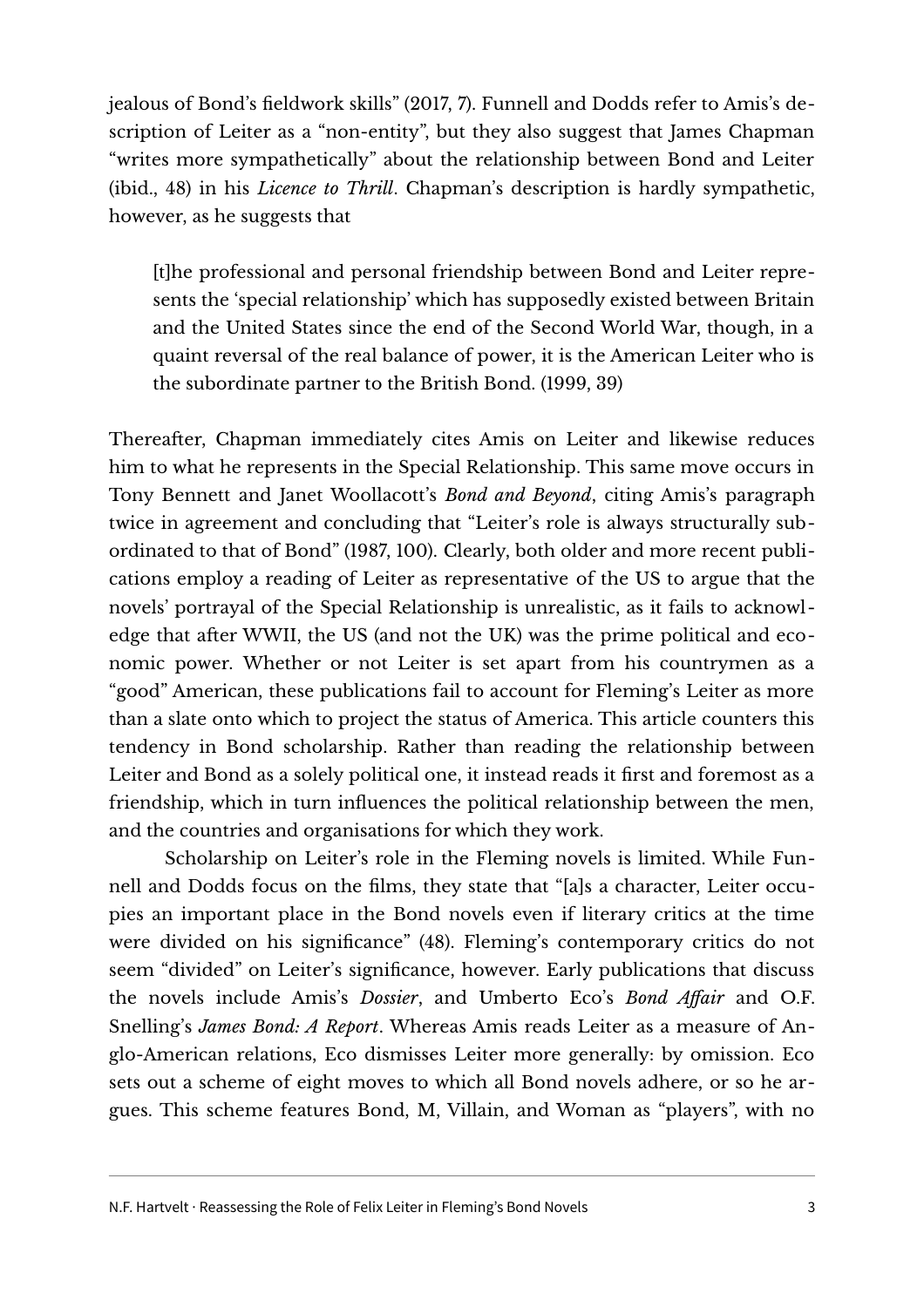jealous of Bond's fieldwork skills" (2017, 7). Funnell and Dodds refer to Amis's description of Leiter as a "non-entity", but they also suggest that James Chapman "writes more sympathetically" about the relationship between Bond and Leiter (ibid., 48) in his *Licence to Thrill*. Chapman's description is hardly sympathetic, however, as he suggests that

> [t]he professional and personal friendship between Bond and Leiter represents the 'special relationship' which has supposedly existed between Britain and the United States since the end of the Second World War, though, in a quaint reversal of the real balance of power, it is the American Leiter who is the subordinate partner to the British Bond. (1999, 39)

Thereafter, Chapman immediately cites Amis on Leiter and likewise reduces him to what he represents in the Special Relationship. This same move occurs in Tony Bennett and Janet Woollacott's *Bond and Beyond*, citing Amis's paragraph twice in agreement and concluding that "Leiter's role is always structurally subordinated to that of Bond" (1987, 100). Clearly, both older and more recent publications employ a reading of Leiter as representative of the US to argue that the novels' portrayal of the Special Relationship is unrealistic, as it fails to acknowledge that after WWII, the US (and not the UK) was the prime political and economic power. Whether or not Leiter is set apart from his countrymen as a "good" American, these publications fail to account for Fleming's Leiter as more than a slate onto which to project the status of America. This article counters this tendency in Bond scholarship. Rather than reading the relationship between Leiter and Bond as a solely political one, it instead reads it first and foremost as a friendship, which in turn influences the political relationship between the men, and the countries and organisations for which they work.

Scholarship on Leiter's role in the Fleming novels is limited. While Funnell and Dodds focus on the films, they state that "[a]s a character, Leiter occupies an important place in the Bond novels even if literary critics at the time were divided on his significance" (48). Fleming's contemporary critics do not seem "divided" on Leiter's significance, however. Early publications that discuss the novels include Amis's *Dossier*, and Umberto Eco's *Bond Affair* and O.F. Snelling's *James Bond: A Report*. Whereas Amis reads Leiter as a measure of Anglo-American relations, Eco dismisses Leiter more generally: by omission. Eco sets out a scheme of eight moves to which all Bond novels adhere, or so he argues. This scheme features Bond, M, Villain, and Woman as "players", with no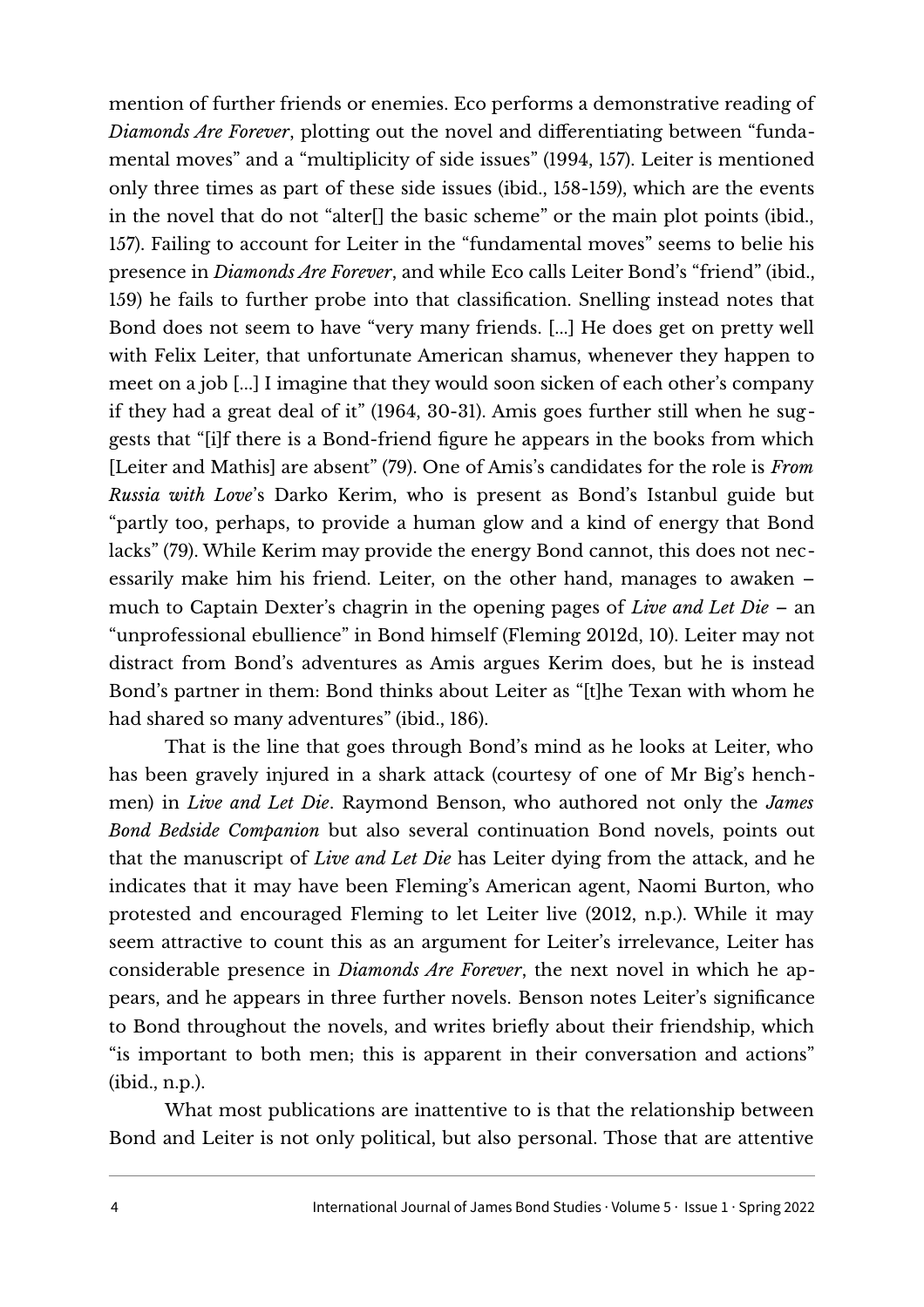mention of further friends or enemies. Eco performs a demonstrative reading of *Diamonds Are Forever*, plotting out the novel and differentiating between "fundamental moves" and a "multiplicity of side issues" (1994, 157). Leiter is mentioned only three times as part of these side issues (ibid., 158-159), which are the events in the novel that do not "alter[] the basic scheme" or the main plot points (ibid., 157). Failing to account for Leiter in the "fundamental moves" seems to belie his presence in *Diamonds Are Forever*, and while Eco calls Leiter Bond's "friend" (ibid., 159) he fails to further probe into that classification. Snelling instead notes that Bond does not seem to have "very many friends. [...] He does get on pretty well with Felix Leiter, that unfortunate American shamus, whenever they happen to meet on a job [...] I imagine that they would soon sicken of each other's company if they had a great deal of it" (1964, 30-31). Amis goes further still when he suggests that "[i]f there is a Bond-friend figure he appears in the books from which [Leiter and Mathis] are absent" (79). One of Amis's candidates for the role is *From Russia with Love*'s Darko Kerim, who is present as Bond's Istanbul guide but "partly too, perhaps, to provide a human glow and a kind of energy that Bond lacks" (79). While Kerim may provide the energy Bond cannot, this does not necessarily make him his friend. Leiter, on the other hand, manages to awaken – much to Captain Dexter's chagrin in the opening pages of *Live and Let Die* – an "unprofessional ebullience" in Bond himself (Fleming 2012d, 10). Leiter may not distract from Bond's adventures as Amis argues Kerim does, but he is instead Bond's partner in them: Bond thinks about Leiter as "[t]he Texan with whom he had shared so many adventures" (ibid., 186).

That is the line that goes through Bond's mind as he looks at Leiter, who has been gravely injured in a shark attack (courtesy of one of Mr Big's henchmen) in *Live and Let Die*. Raymond Benson, who authored not only the *James Bond Bedside Companion* but also several continuation Bond novels, points out that the manuscript of *Live and Let Die* has Leiter dying from the attack, and he indicates that it may have been Fleming's American agent, Naomi Burton, who protested and encouraged Fleming to let Leiter live (2012, n.p.). While it may seem attractive to count this as an argument for Leiter's irrelevance, Leiter has considerable presence in *Diamonds Are Forever*, the next novel in which he appears, and he appears in three further novels. Benson notes Leiter's significance to Bond throughout the novels, and writes briefly about their friendship, which "is important to both men; this is apparent in their conversation and actions" (ibid., n.p.).

What most publications are inattentive to is that the relationship between Bond and Leiter is not only political, but also personal. Those that are attentive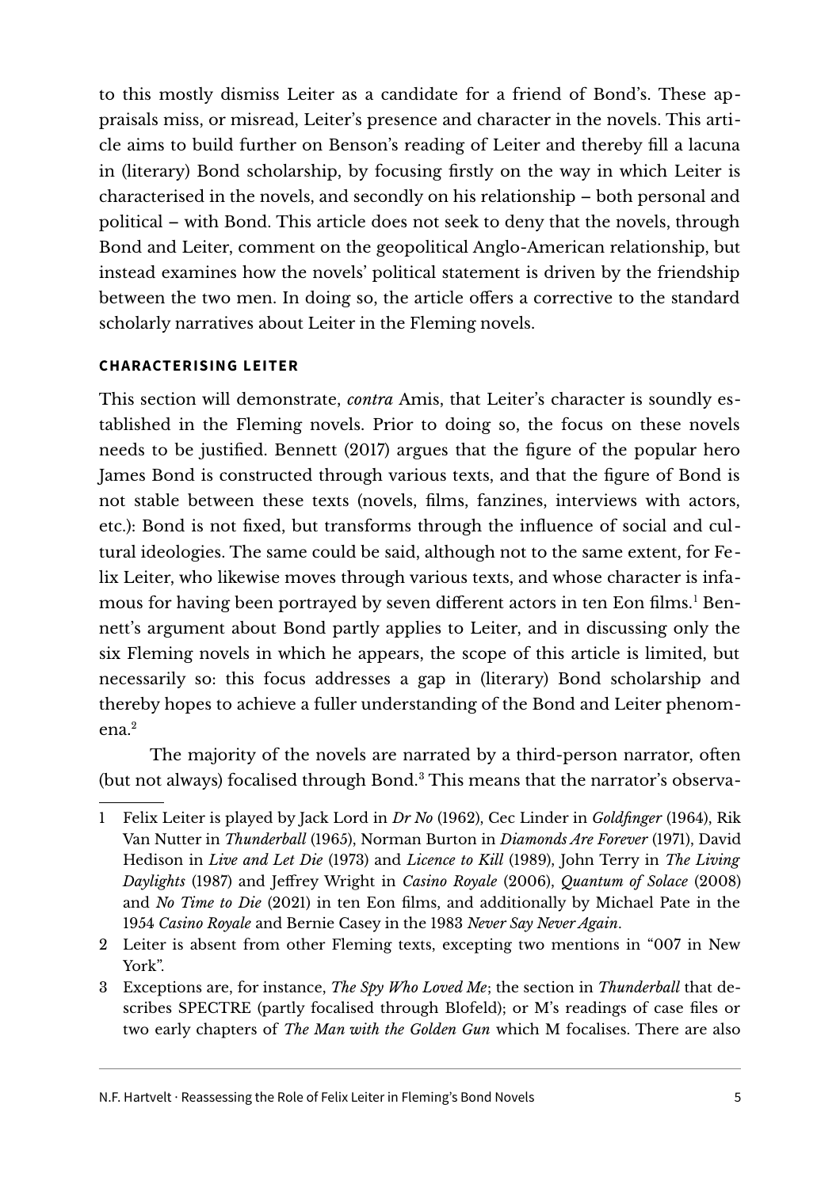to this mostly dismiss Leiter as a candidate for a friend of Bond's. These appraisals miss, or misread, Leiter's presence and character in the novels. This article aims to build further on Benson's reading of Leiter and thereby fill a lacuna in (literary) Bond scholarship, by focusing firstly on the way in which Leiter is characterised in the novels, and secondly on his relationship – both personal and political – with Bond. This article does not seek to deny that the novels, through Bond and Leiter, comment on the geopolitical Anglo-American relationship, but instead examines how the novels' political statement is driven by the friendship between the two men. In doing so, the article offers a corrective to the standard scholarly narratives about Leiter in the Fleming novels.

## CHARACTERISING LEITER

This section will demonstrate, *contra* Amis, that Leiter's character is soundly established in the Fleming novels. Prior to doing so, the focus on these novels needs to be justified. Bennett (2017) argues that the figure of the popular hero James Bond is constructed through various texts, and that the figure of Bond is not stable between these texts (novels, films, fanzines, interviews with actors, etc.): Bond is not fixed, but transforms through the influence of social and cultural ideologies. The same could be said, although not to the same extent, for Felix Leiter, who likewise moves through various texts, and whose character is infamous for having been portrayed by seven different actors in ten Eon films.[1] Bennett's argument about Bond partly applies to Leiter, and in discussing only the six Fleming novels in which he appears, the scope of this article is limited, but necessarily so: this focus addresses a gap in (literary) Bond scholarship and thereby hopes to achieve a fuller understanding of the Bond and Leiter phenomena.[2]

The majority of the novels are narrated by a third-person narrator, often (but not always) focalised through Bond.[3] This means that the narrator's observa-

1 Felix Leiter is played by Jack Lord in *Dr No* (1962), Cec Linder in *Goldfinger* (1964), Rik Van Nutter in *Thunderball* (1965), Norman Burton in *Diamonds Are Forever* (1971), David Hedison in *Live and Let Die* (1973) and *Licence to Kill* (1989), John Terry in *The Living Daylights* (1987) and Jeffrey Wright in *Casino Royale* (2006), *Quantum of Solace* (2008) and *No Time to Die* (2021) in ten Eon films, and additionally by Michael Pate in the 1954 *Casino Royale* and Bernie Casey in the 1983 *Never Say Never Again*.

2 Leiter is absent from other Fleming texts, excepting two mentions in "007 in New York".

3 Exceptions are, for instance, *The Spy Who Loved Me*; the section in *Thunderball* that describes SPECTRE (partly focalised through Blofeld); or M's readings of case files or two early chapters of *The Man with the Golden Gun* which M focalises. There are also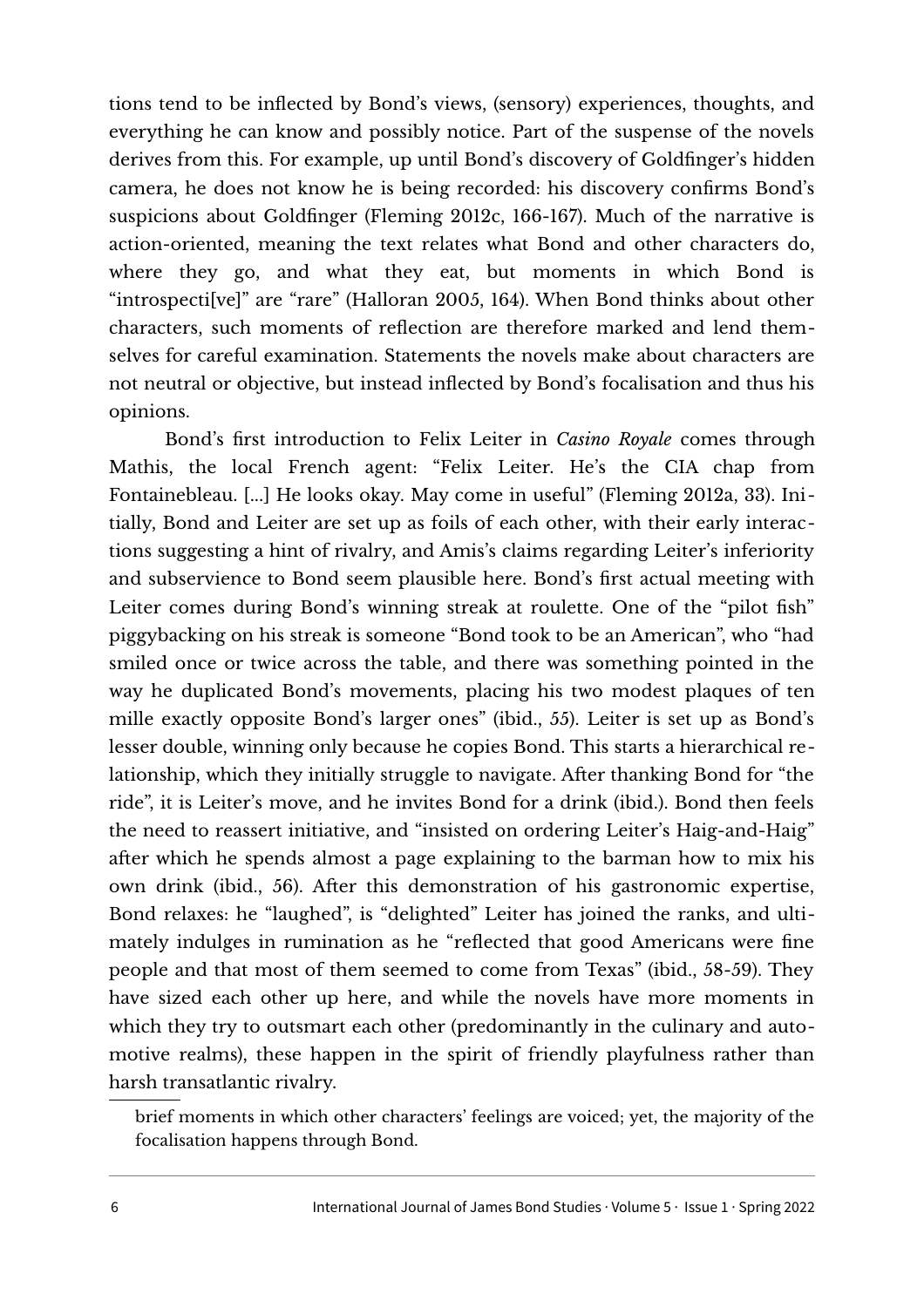tions tend to be inflected by Bond's views, (sensory) experiences, thoughts, and everything he can know and possibly notice. Part of the suspense of the novels derives from this. For example, up until Bond's discovery of Goldfinger's hidden camera, he does not know he is being recorded: his discovery confirms Bond's suspicions about Goldfinger (Fleming 2012c, 166-167). Much of the narrative is action-oriented, meaning the text relates what Bond and other characters do, where they go, and what they eat, but moments in which Bond is "introspecti[ve]" are "rare" (Halloran 2005, 164). When Bond thinks about other characters, such moments of reflection are therefore marked and lend themselves for careful examination. Statements the novels make about characters are not neutral or objective, but instead inflected by Bond's focalisation and thus his opinions.

Bond's first introduction to Felix Leiter in *Casino Royale* comes through Mathis, the local French agent: "Felix Leiter. He's the CIA chap from Fontainebleau. [...] He looks okay. May come in useful" (Fleming 2012a, 33). Initially, Bond and Leiter are set up as foils of each other, with their early interactions suggesting a hint of rivalry, and Amis's claims regarding Leiter's inferiority and subservience to Bond seem plausible here. Bond's first actual meeting with Leiter comes during Bond's winning streak at roulette. One of the "pilot fish" piggybacking on his streak is someone "Bond took to be an American", who "had smiled once or twice across the table, and there was something pointed in the way he duplicated Bond's movements, placing his two modest plaques of ten mille exactly opposite Bond's larger ones" (ibid., 55). Leiter is set up as Bond's lesser double, winning only because he copies Bond. This starts a hierarchical relationship, which they initially struggle to navigate. After thanking Bond for "the ride", it is Leiter's move, and he invites Bond for a drink (ibid.). Bond then feels the need to reassert initiative, and "insisted on ordering Leiter's Haig-and-Haig" after which he spends almost a page explaining to the barman how to mix his own drink (ibid., 56). After this demonstration of his gastronomic expertise, Bond relaxes: he "laughed", is "delighted" Leiter has joined the ranks, and ultimately indulges in rumination as he "reflected that good Americans were fine people and that most of them seemed to come from Texas" (ibid., 58-59). They have sized each other up here, and while the novels have more moments in which they try to outsmart each other (predominantly in the culinary and automotive realms), these happen in the spirit of friendly playfulness rather than harsh transatlantic rivalry.

---

brief moments in which other characters' feelings are voiced; yet, the majority of the focalisation happens through Bond.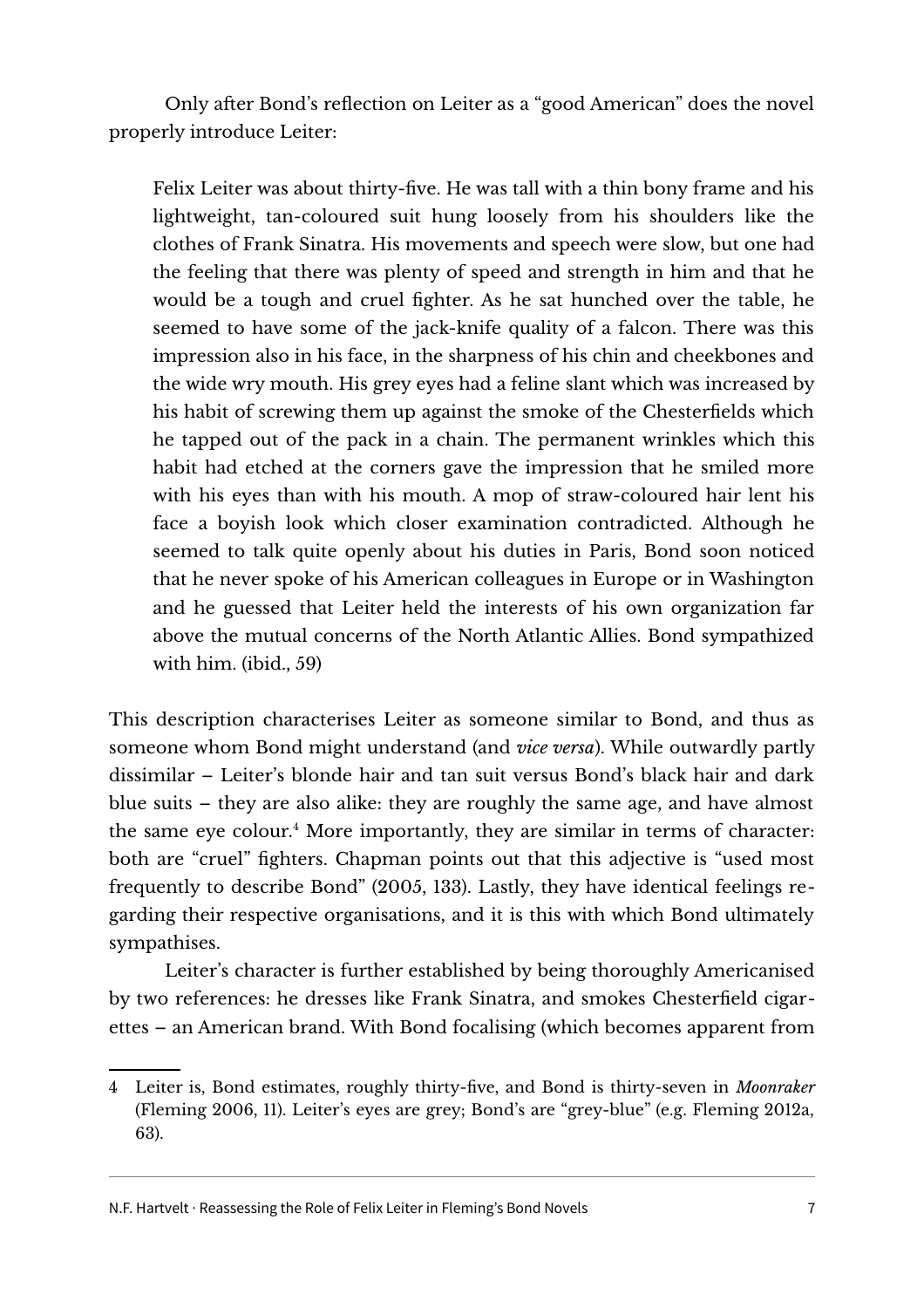Only after Bond's reflection on Leiter as a "good American" does the novel properly introduce Leiter:

> Felix Leiter was about thirty-five. He was tall with a thin bony frame and his lightweight, tan-coloured suit hung loosely from his shoulders like the clothes of Frank Sinatra. His movements and speech were slow, but one had the feeling that there was plenty of speed and strength in him and that he would be a tough and cruel fighter. As he sat hunched over the table, he seemed to have some of the jack-knife quality of a falcon. There was this impression also in his face, in the sharpness of his chin and cheekbones and the wide wry mouth. His grey eyes had a feline slant which was increased by his habit of screwing them up against the smoke of the Chesterfields which he tapped out of the pack in a chain. The permanent wrinkles which this habit had etched at the corners gave the impression that he smiled more with his eyes than with his mouth. A mop of straw-coloured hair lent his face a boyish look which closer examination contradicted. Although he seemed to talk quite openly about his duties in Paris, Bond soon noticed that he never spoke of his American colleagues in Europe or in Washington and he guessed that Leiter held the interests of his own organization far above the mutual concerns of the North Atlantic Allies. Bond sympathized with him. (ibid., 59)

This description characterises Leiter as someone similar to Bond, and thus as someone whom Bond might understand (and *vice versa*). While outwardly partly dissimilar – Leiter's blonde hair and tan suit versus Bond's black hair and dark blue suits – they are also alike: they are roughly the same age, and have almost the same eye colour.[4] More importantly, they are similar in terms of character: both are "cruel" fighters. Chapman points out that this adjective is "used most frequently to describe Bond" (2005, 133). Lastly, they have identical feelings regarding their respective organisations, and it is this with which Bond ultimately sympathises.

Leiter's character is further established by being thoroughly Americanised by two references: he dresses like Frank Sinatra, and smokes Chesterfield cigarettes – an American brand. With Bond focalising (which becomes apparent from

4 Leiter is, Bond estimates, roughly thirty-five, and Bond is thirty-seven in *Moonraker* (Fleming 2006, 11). Leiter's eyes are grey; Bond's are "grey-blue" (e.g. Fleming 2012a, 63).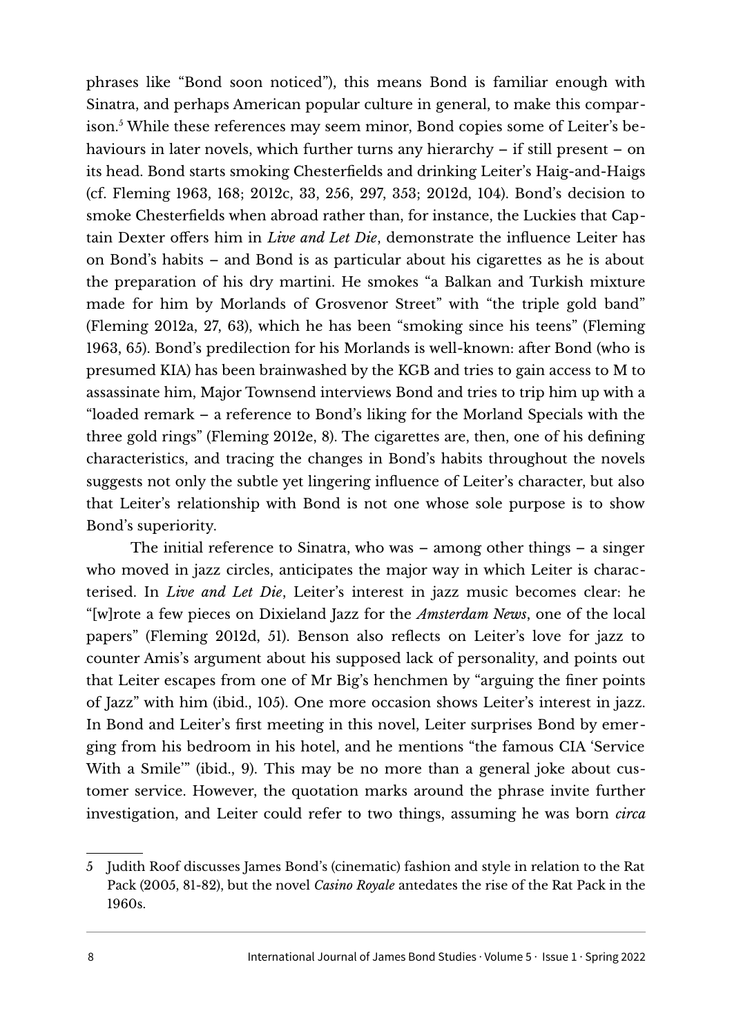phrases like "Bond soon noticed"), this means Bond is familiar enough with Sinatra, and perhaps American popular culture in general, to make this comparison.[5] While these references may seem minor, Bond copies some of Leiter's behaviours in later novels, which further turns any hierarchy – if still present – on its head. Bond starts smoking Chesterfields and drinking Leiter's Haig-and-Haigs (cf. Fleming 1963, 168; 2012c, 33, 256, 297, 353; 2012d, 104). Bond's decision to smoke Chesterfields when abroad rather than, for instance, the Luckies that Captain Dexter offers him in *Live and Let Die*, demonstrate the influence Leiter has on Bond's habits – and Bond is as particular about his cigarettes as he is about the preparation of his dry martini. He smokes "a Balkan and Turkish mixture made for him by Morlands of Grosvenor Street" with "the triple gold band" (Fleming 2012a, 27, 63), which he has been "smoking since his teens" (Fleming 1963, 65). Bond's predilection for his Morlands is well-known: after Bond (who is presumed KIA) has been brainwashed by the KGB and tries to gain access to M to assassinate him, Major Townsend interviews Bond and tries to trip him up with a "loaded remark – a reference to Bond's liking for the Morland Specials with the three gold rings" (Fleming 2012e, 8). The cigarettes are, then, one of his defining characteristics, and tracing the changes in Bond's habits throughout the novels suggests not only the subtle yet lingering influence of Leiter's character, but also that Leiter's relationship with Bond is not one whose sole purpose is to show Bond's superiority.

The initial reference to Sinatra, who was – among other things – a singer who moved in jazz circles, anticipates the major way in which Leiter is characterised. In *Live and Let Die*, Leiter's interest in jazz music becomes clear: he "[w]rote a few pieces on Dixieland Jazz for the *Amsterdam News*, one of the local papers" (Fleming 2012d, 51). Benson also reflects on Leiter's love for jazz to counter Amis's argument about his supposed lack of personality, and points out that Leiter escapes from one of Mr Big's henchmen by "arguing the finer points of Jazz" with him (ibid., 105). One more occasion shows Leiter's interest in jazz. In Bond and Leiter's first meeting in this novel, Leiter surprises Bond by emerging from his bedroom in his hotel, and he mentions "the famous CIA 'Service With a Smile'" (ibid., 9). This may be no more than a general joke about customer service. However, the quotation marks around the phrase invite further investigation, and Leiter could refer to two things, assuming he was born *circa*

5 Judith Roof discusses James Bond's (cinematic) fashion and style in relation to the Rat Pack (2005, 81-82), but the novel *Casino Royale* antedates the rise of the Rat Pack in the 1960s.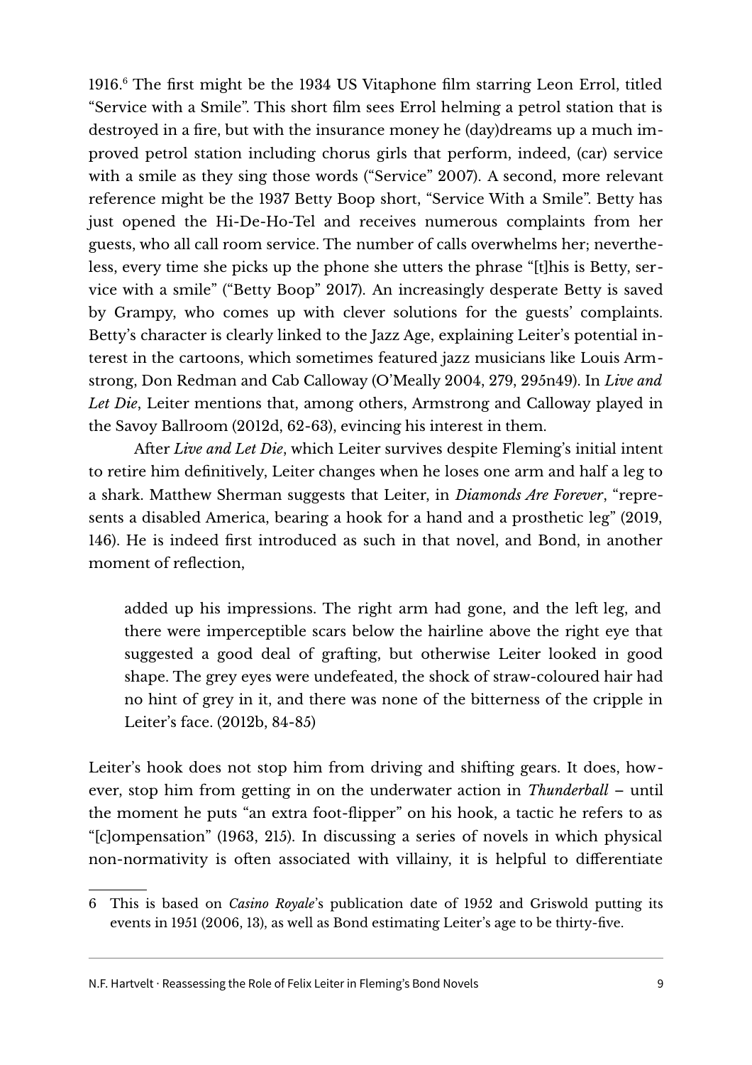1916.[6] The first might be the 1934 US Vitaphone film starring Leon Errol, titled "Service with a Smile". This short film sees Errol helming a petrol station that is destroyed in a fire, but with the insurance money he (day)dreams up a much improved petrol station including chorus girls that perform, indeed, (car) service with a smile as they sing those words ("Service" 2007). A second, more relevant reference might be the 1937 Betty Boop short, "Service With a Smile". Betty has just opened the Hi-De-Ho-Tel and receives numerous complaints from her guests, who all call room service. The number of calls overwhelms her; nevertheless, every time she picks up the phone she utters the phrase "[t]his is Betty, service with a smile" ("Betty Boop" 2017). An increasingly desperate Betty is saved by Grampy, who comes up with clever solutions for the guests' complaints. Betty's character is clearly linked to the Jazz Age, explaining Leiter's potential interest in the cartoons, which sometimes featured jazz musicians like Louis Armstrong, Don Redman and Cab Calloway (O'Meally 2004, 279, 295n49). In *Live and Let Die*, Leiter mentions that, among others, Armstrong and Calloway played in the Savoy Ballroom (2012d, 62-63), evincing his interest in them.

After *Live and Let Die*, which Leiter survives despite Fleming's initial intent to retire him definitively, Leiter changes when he loses one arm and half a leg to a shark. Matthew Sherman suggests that Leiter, in *Diamonds Are Forever*, "represents a disabled America, bearing a hook for a hand and a prosthetic leg" (2019, 146). He is indeed first introduced as such in that novel, and Bond, in another moment of reflection,

> added up his impressions. The right arm had gone, and the left leg, and there were imperceptible scars below the hairline above the right eye that suggested a good deal of grafting, but otherwise Leiter looked in good shape. The grey eyes were undefeated, the shock of straw-coloured hair had no hint of grey in it, and there was none of the bitterness of the cripple in Leiter's face. (2012b, 84-85)

Leiter's hook does not stop him from driving and shifting gears. It does, however, stop him from getting in on the underwater action in *Thunderball* – until the moment he puts "an extra foot-flipper" on his hook, a tactic he refers to as "[c]ompensation" (1963, 215). In discussing a series of novels in which physical non-normativity is often associated with villainy, it is helpful to differentiate

---

6 This is based on *Casino Royale*'s publication date of 1952 and Griswold putting its events in 1951 (2006, 13), as well as Bond estimating Leiter's age to be thirty-five.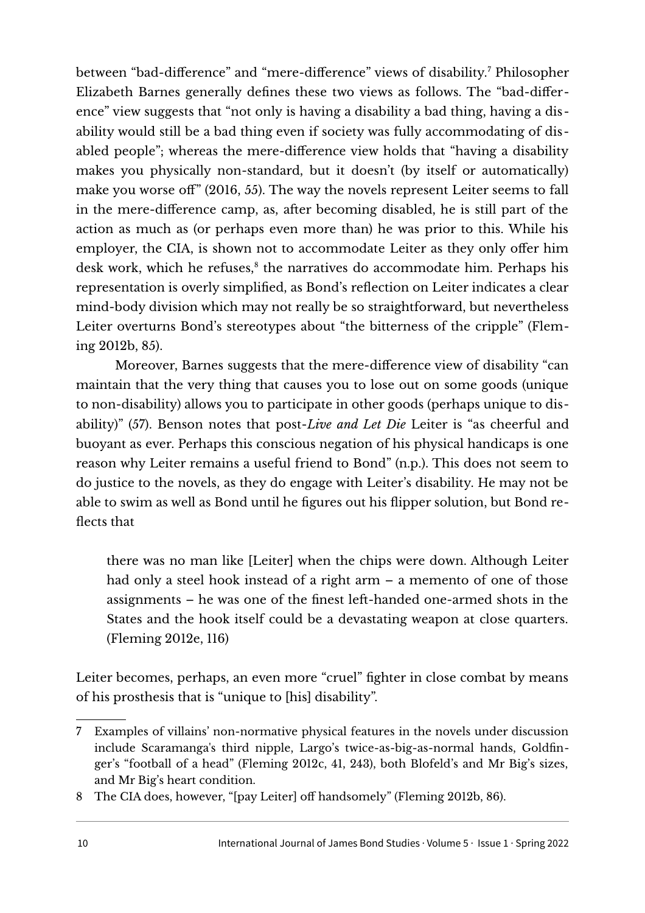between "bad-difference" and "mere-difference" views of disability.[7] Philosopher Elizabeth Barnes generally defines these two views as follows. The "bad-difference" view suggests that "not only is having a disability a bad thing, having a disability would still be a bad thing even if society was fully accommodating of disabled people"; whereas the mere-difference view holds that "having a disability makes you physically non-standard, but it doesn't (by itself or automatically) make you worse off" (2016, 55). The way the novels represent Leiter seems to fall in the mere-difference camp, as, after becoming disabled, he is still part of the action as much as (or perhaps even more than) he was prior to this. While his employer, the CIA, is shown not to accommodate Leiter as they only offer him desk work, which he refuses,[8] the narratives do accommodate him. Perhaps his representation is overly simplified, as Bond's reflection on Leiter indicates a clear mind-body division which may not really be so straightforward, but nevertheless Leiter overturns Bond's stereotypes about "the bitterness of the cripple" (Fleming 2012b, 85).

Moreover, Barnes suggests that the mere-difference view of disability "can maintain that the very thing that causes you to lose out on some goods (unique to non-disability) allows you to participate in other goods (perhaps unique to disability)" (57). Benson notes that post-*Live and Let Die* Leiter is "as cheerful and buoyant as ever. Perhaps this conscious negation of his physical handicaps is one reason why Leiter remains a useful friend to Bond" (n.p.). This does not seem to do justice to the novels, as they do engage with Leiter's disability. He may not be able to swim as well as Bond until he figures out his flipper solution, but Bond reflects that

> there was no man like [Leiter] when the chips were down. Although Leiter had only a steel hook instead of a right arm – a memento of one of those assignments – he was one of the finest left-handed one-armed shots in the States and the hook itself could be a devastating weapon at close quarters. (Fleming 2012e, 116)

Leiter becomes, perhaps, an even more "cruel" fighter in close combat by means of his prosthesis that is "unique to [his] disability".

---

7 Examples of villains' non-normative physical features in the novels under discussion include Scaramanga's third nipple, Largo's twice-as-big-as-normal hands, Goldfinger's "football of a head" (Fleming 2012c, 41, 243), both Blofeld's and Mr Big's sizes, and Mr Big's heart condition.

8 The CIA does, however, "[pay Leiter] off handsomely" (Fleming 2012b, 86).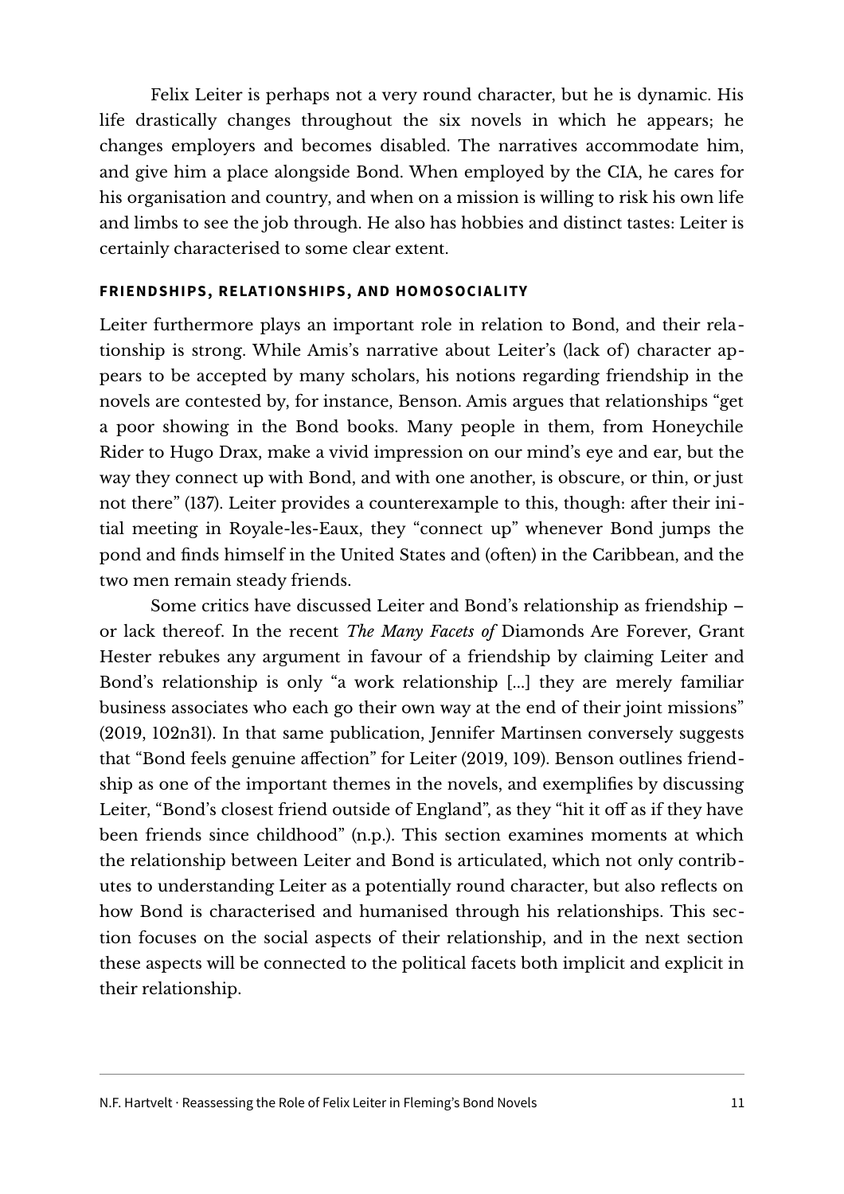Felix Leiter is perhaps not a very round character, but he is dynamic. His life drastically changes throughout the six novels in which he appears; he changes employers and becomes disabled. The narratives accommodate him, and give him a place alongside Bond. When employed by the CIA, he cares for his organisation and country, and when on a mission is willing to risk his own life and limbs to see the job through. He also has hobbies and distinct tastes: Leiter is certainly characterised to some clear extent.

### FRIENDSHIPS, RELATIONSHIPS, AND HOMOSOCIALITY

Leiter furthermore plays an important role in relation to Bond, and their relationship is strong. While Amis's narrative about Leiter's (lack of) character appears to be accepted by many scholars, his notions regarding friendship in the novels are contested by, for instance, Benson. Amis argues that relationships "get a poor showing in the Bond books. Many people in them, from Honeychile Rider to Hugo Drax, make a vivid impression on our mind's eye and ear, but the way they connect up with Bond, and with one another, is obscure, or thin, or just not there" (137). Leiter provides a counterexample to this, though: after their initial meeting in Royale-les-Eaux, they "connect up" whenever Bond jumps the pond and finds himself in the United States and (often) in the Caribbean, and the two men remain steady friends.

Some critics have discussed Leiter and Bond's relationship as friendship – or lack thereof. In the recent *The Many Facets of* Diamonds Are Forever, Grant Hester rebukes any argument in favour of a friendship by claiming Leiter and Bond's relationship is only "a work relationship […] they are merely familiar business associates who each go their own way at the end of their joint missions" (2019, 102n31). In that same publication, Jennifer Martinsen conversely suggests that "Bond feels genuine affection" for Leiter (2019, 109). Benson outlines friendship as one of the important themes in the novels, and exemplifies by discussing Leiter, "Bond's closest friend outside of England", as they "hit it off as if they have been friends since childhood" (n.p.). This section examines moments at which the relationship between Leiter and Bond is articulated, which not only contributes to understanding Leiter as a potentially round character, but also reflects on how Bond is characterised and humanised through his relationships. This section focuses on the social aspects of their relationship, and in the next section these aspects will be connected to the political facets both implicit and explicit in their relationship.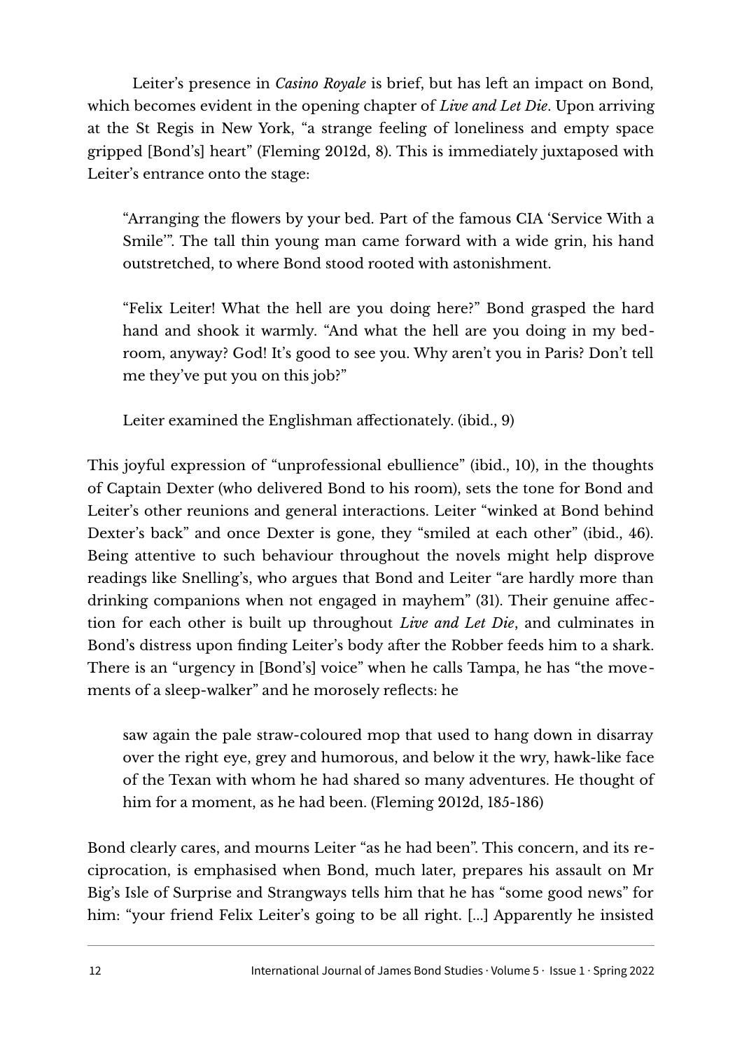Leiter's presence in *Casino Royale* is brief, but has left an impact on Bond, which becomes evident in the opening chapter of *Live and Let Die*. Upon arriving at the St Regis in New York, "a strange feeling of loneliness and empty space gripped [Bond's] heart" (Fleming 2012d, 8). This is immediately juxtaposed with Leiter's entrance onto the stage:

> "Arranging the flowers by your bed. Part of the famous CIA 'Service With a Smile'". The tall thin young man came forward with a wide grin, his hand outstretched, to where Bond stood rooted with astonishment.
>
> "Felix Leiter! What the hell are you doing here?" Bond grasped the hard hand and shook it warmly. "And what the hell are you doing in my bedroom, anyway? God! It's good to see you. Why aren't you in Paris? Don't tell me they've put you on this job?"
>
> Leiter examined the Englishman affectionately. (ibid., 9)

This joyful expression of "unprofessional ebullience" (ibid., 10), in the thoughts of Captain Dexter (who delivered Bond to his room), sets the tone for Bond and Leiter's other reunions and general interactions. Leiter "winked at Bond behind Dexter's back" and once Dexter is gone, they "smiled at each other" (ibid., 46). Being attentive to such behaviour throughout the novels might help disprove readings like Snelling's, who argues that Bond and Leiter "are hardly more than drinking companions when not engaged in mayhem" (31). Their genuine affection for each other is built up throughout *Live and Let Die*, and culminates in Bond's distress upon finding Leiter's body after the Robber feeds him to a shark. There is an "urgency in [Bond's] voice" when he calls Tampa, he has "the movements of a sleep-walker" and he morosely reflects: he

> saw again the pale straw-coloured mop that used to hang down in disarray over the right eye, grey and humorous, and below it the wry, hawk-like face of the Texan with whom he had shared so many adventures. He thought of him for a moment, as he had been. (Fleming 2012d, 185-186)

Bond clearly cares, and mourns Leiter "as he had been". This concern, and its reciprocation, is emphasised when Bond, much later, prepares his assault on Mr Big's Isle of Surprise and Strangways tells him that he has "some good news" for him: "your friend Felix Leiter's going to be all right. [...] Apparently he insisted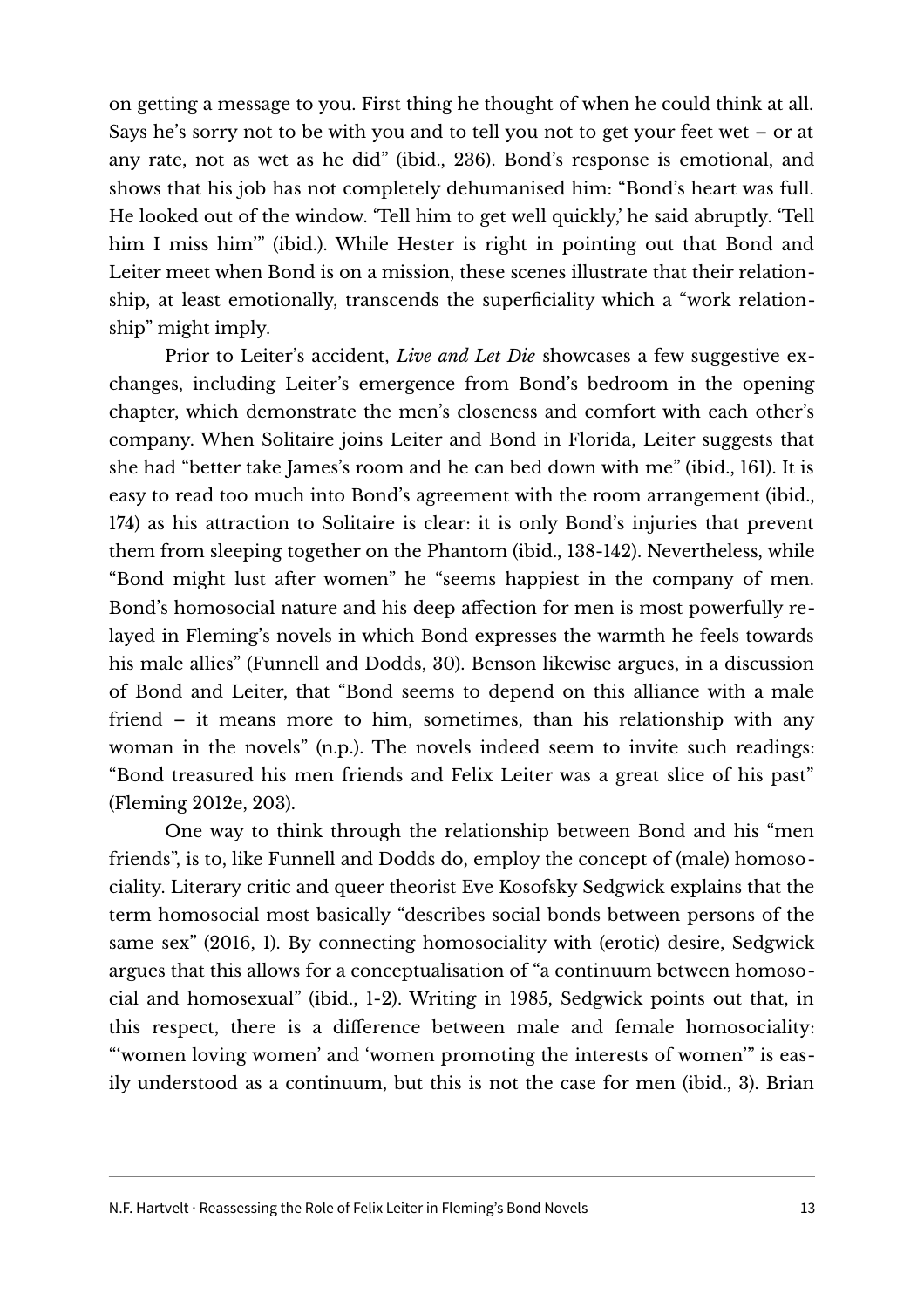on getting a message to you. First thing he thought of when he could think at all. Says he's sorry not to be with you and to tell you not to get your feet wet – or at any rate, not as wet as he did" (ibid., 236). Bond's response is emotional, and shows that his job has not completely dehumanised him: "Bond's heart was full. He looked out of the window. 'Tell him to get well quickly,' he said abruptly. 'Tell him I miss him'" (ibid.). While Hester is right in pointing out that Bond and Leiter meet when Bond is on a mission, these scenes illustrate that their relationship, at least emotionally, transcends the superficiality which a "work relationship" might imply.

Prior to Leiter's accident, *Live and Let Die* showcases a few suggestive exchanges, including Leiter's emergence from Bond's bedroom in the opening chapter, which demonstrate the men's closeness and comfort with each other's company. When Solitaire joins Leiter and Bond in Florida, Leiter suggests that she had "better take James's room and he can bed down with me" (ibid., 161). It is easy to read too much into Bond's agreement with the room arrangement (ibid., 174) as his attraction to Solitaire is clear: it is only Bond's injuries that prevent them from sleeping together on the Phantom (ibid., 138-142). Nevertheless, while "Bond might lust after women" he "seems happiest in the company of men. Bond's homosocial nature and his deep affection for men is most powerfully relayed in Fleming's novels in which Bond expresses the warmth he feels towards his male allies" (Funnell and Dodds, 30). Benson likewise argues, in a discussion of Bond and Leiter, that "Bond seems to depend on this alliance with a male friend – it means more to him, sometimes, than his relationship with any woman in the novels" (n.p.). The novels indeed seem to invite such readings: "Bond treasured his men friends and Felix Leiter was a great slice of his past" (Fleming 2012e, 203).

One way to think through the relationship between Bond and his "men friends", is to, like Funnell and Dodds do, employ the concept of (male) homosociality. Literary critic and queer theorist Eve Kosofsky Sedgwick explains that the term homosocial most basically "describes social bonds between persons of the same sex" (2016, 1). By connecting homosociality with (erotic) desire, Sedgwick argues that this allows for a conceptualisation of "a continuum between homosocial and homosexual" (ibid., 1-2). Writing in 1985, Sedgwick points out that, in this respect, there is a difference between male and female homosociality: "'women loving women' and 'women promoting the interests of women'" is easily understood as a continuum, but this is not the case for men (ibid., 3). Brian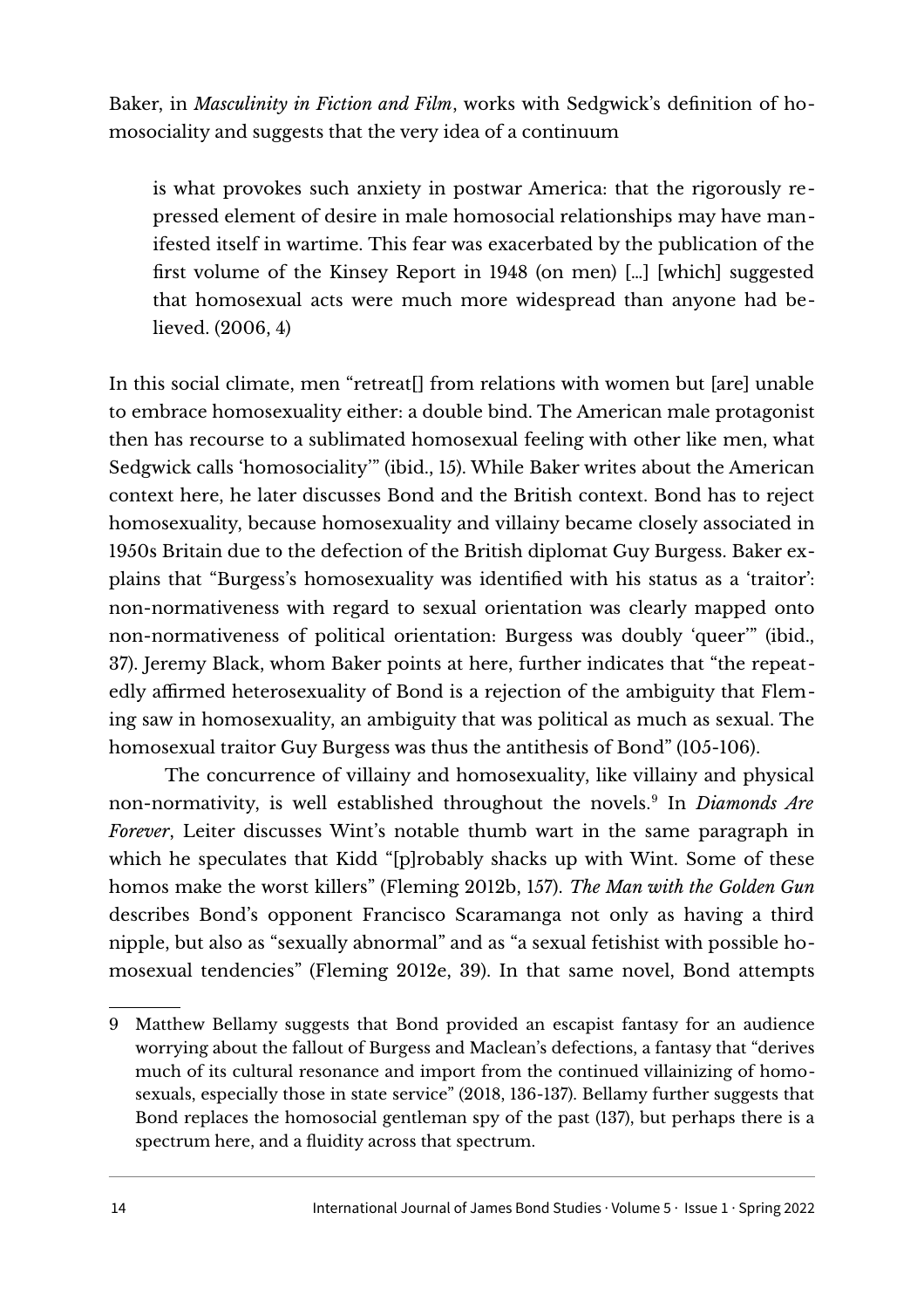Baker, in *Masculinity in Fiction and Film*, works with Sedgwick's definition of homosociality and suggests that the very idea of a continuum

> is what provokes such anxiety in postwar America: that the rigorously repressed element of desire in male homosocial relationships may have manifested itself in wartime. This fear was exacerbated by the publication of the first volume of the Kinsey Report in 1948 (on men) […] [which] suggested that homosexual acts were much more widespread than anyone had believed. (2006, 4)

In this social climate, men "retreat[] from relations with women but [are] unable to embrace homosexuality either: a double bind. The American male protagonist then has recourse to a sublimated homosexual feeling with other like men, what Sedgwick calls 'homosociality'" (ibid., 15). While Baker writes about the American context here, he later discusses Bond and the British context. Bond has to reject homosexuality, because homosexuality and villainy became closely associated in 1950s Britain due to the defection of the British diplomat Guy Burgess. Baker explains that "Burgess's homosexuality was identified with his status as a 'traitor': non-normativeness with regard to sexual orientation was clearly mapped onto non-normativeness of political orientation: Burgess was doubly 'queer'" (ibid., 37). Jeremy Black, whom Baker points at here, further indicates that "the repeatedly affirmed heterosexuality of Bond is a rejection of the ambiguity that Fleming saw in homosexuality, an ambiguity that was political as much as sexual. The homosexual traitor Guy Burgess was thus the antithesis of Bond" (105-106).

The concurrence of villainy and homosexuality, like villainy and physical non-normativity, is well established throughout the novels.[9] In *Diamonds Are Forever*, Leiter discusses Wint's notable thumb wart in the same paragraph in which he speculates that Kidd "[p]robably shacks up with Wint. Some of these homos make the worst killers" (Fleming 2012b, 157). *The Man with the Golden Gun* describes Bond's opponent Francisco Scaramanga not only as having a third nipple, but also as "sexually abnormal" and as "a sexual fetishist with possible homosexual tendencies" (Fleming 2012e, 39). In that same novel, Bond attempts

---

9 Matthew Bellamy suggests that Bond provided an escapist fantasy for an audience worrying about the fallout of Burgess and Maclean's defections, a fantasy that "derives much of its cultural resonance and import from the continued villainizing of homosexuals, especially those in state service" (2018, 136-137). Bellamy further suggests that Bond replaces the homosocial gentleman spy of the past (137), but perhaps there is a spectrum here, and a fluidity across that spectrum.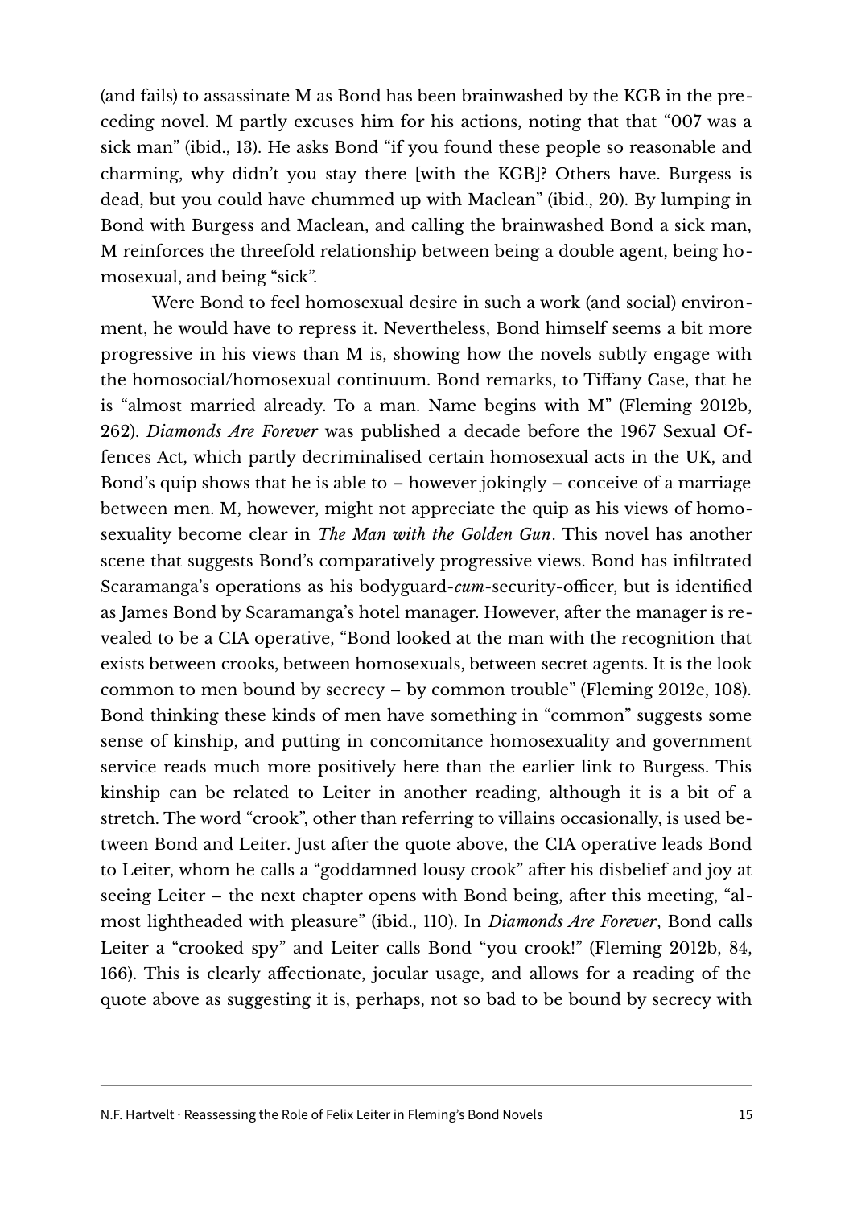(and fails) to assassinate M as Bond has been brainwashed by the KGB in the preceding novel. M partly excuses him for his actions, noting that that "007 was a sick man" (ibid., 13). He asks Bond "if you found these people so reasonable and charming, why didn't you stay there [with the KGB]? Others have. Burgess is dead, but you could have chummed up with Maclean" (ibid., 20). By lumping in Bond with Burgess and Maclean, and calling the brainwashed Bond a sick man, M reinforces the threefold relationship between being a double agent, being homosexual, and being "sick".

Were Bond to feel homosexual desire in such a work (and social) environment, he would have to repress it. Nevertheless, Bond himself seems a bit more progressive in his views than M is, showing how the novels subtly engage with the homosocial/homosexual continuum. Bond remarks, to Tiffany Case, that he is "almost married already. To a man. Name begins with M" (Fleming 2012b, 262). *Diamonds Are Forever* was published a decade before the 1967 Sexual Offences Act, which partly decriminalised certain homosexual acts in the UK, and Bond's quip shows that he is able to – however jokingly – conceive of a marriage between men. M, however, might not appreciate the quip as his views of homosexuality become clear in *The Man with the Golden Gun*. This novel has another scene that suggests Bond's comparatively progressive views. Bond has infiltrated Scaramanga's operations as his bodyguard-*cum*-security-officer, but is identified as James Bond by Scaramanga's hotel manager. However, after the manager is revealed to be a CIA operative, "Bond looked at the man with the recognition that exists between crooks, between homosexuals, between secret agents. It is the look common to men bound by secrecy – by common trouble" (Fleming 2012e, 108). Bond thinking these kinds of men have something in "common" suggests some sense of kinship, and putting in concomitance homosexuality and government service reads much more positively here than the earlier link to Burgess. This kinship can be related to Leiter in another reading, although it is a bit of a stretch. The word "crook", other than referring to villains occasionally, is used between Bond and Leiter. Just after the quote above, the CIA operative leads Bond to Leiter, whom he calls a "goddamned lousy crook" after his disbelief and joy at seeing Leiter – the next chapter opens with Bond being, after this meeting, "almost lightheaded with pleasure" (ibid., 110). In *Diamonds Are Forever*, Bond calls Leiter a "crooked spy" and Leiter calls Bond "you crook!" (Fleming 2012b, 84, 166). This is clearly affectionate, jocular usage, and allows for a reading of the quote above as suggesting it is, perhaps, not so bad to be bound by secrecy with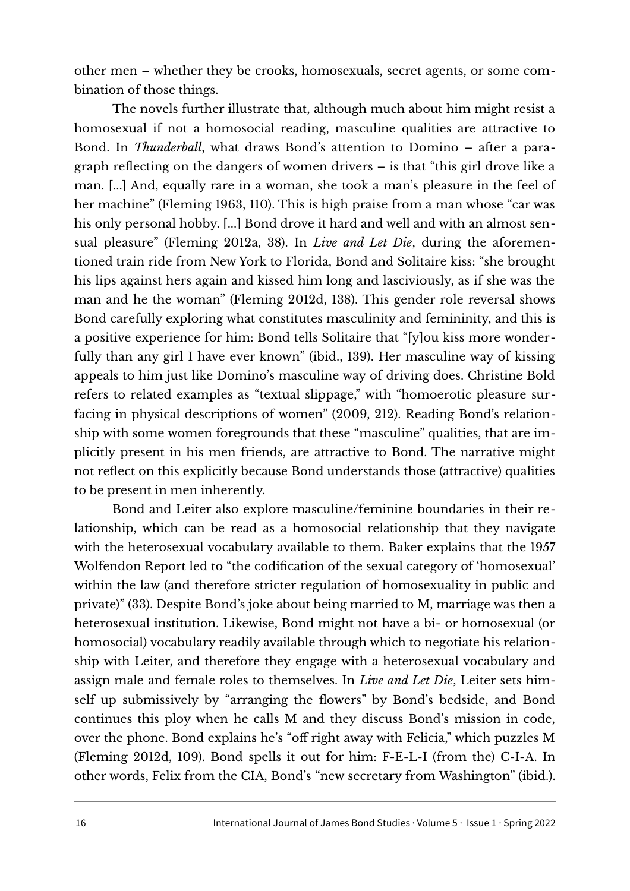other men – whether they be crooks, homosexuals, secret agents, or some combination of those things.

The novels further illustrate that, although much about him might resist a homosexual if not a homosocial reading, masculine qualities are attractive to Bond. In *Thunderball*, what draws Bond's attention to Domino – after a paragraph reflecting on the dangers of women drivers – is that "this girl drove like a man. [...] And, equally rare in a woman, she took a man's pleasure in the feel of her machine" (Fleming 1963, 110). This is high praise from a man whose "car was his only personal hobby. [...] Bond drove it hard and well and with an almost sensual pleasure" (Fleming 2012a, 38). In *Live and Let Die*, during the aforementioned train ride from New York to Florida, Bond and Solitaire kiss: "she brought his lips against hers again and kissed him long and lasciviously, as if she was the man and he the woman" (Fleming 2012d, 138). This gender role reversal shows Bond carefully exploring what constitutes masculinity and femininity, and this is a positive experience for him: Bond tells Solitaire that "[y]ou kiss more wonderfully than any girl I have ever known" (ibid., 139). Her masculine way of kissing appeals to him just like Domino's masculine way of driving does. Christine Bold refers to related examples as "textual slippage," with "homoerotic pleasure surfacing in physical descriptions of women" (2009, 212). Reading Bond's relationship with some women foregrounds that these "masculine" qualities, that are implicitly present in his men friends, are attractive to Bond. The narrative might not reflect on this explicitly because Bond understands those (attractive) qualities to be present in men inherently.

Bond and Leiter also explore masculine/feminine boundaries in their relationship, which can be read as a homosocial relationship that they navigate with the heterosexual vocabulary available to them. Baker explains that the 1957 Wolfendon Report led to "the codification of the sexual category of 'homosexual' within the law (and therefore stricter regulation of homosexuality in public and private)" (33). Despite Bond's joke about being married to M, marriage was then a heterosexual institution. Likewise, Bond might not have a bi- or homosexual (or homosocial) vocabulary readily available through which to negotiate his relationship with Leiter, and therefore they engage with a heterosexual vocabulary and assign male and female roles to themselves. In *Live and Let Die*, Leiter sets himself up submissively by "arranging the flowers" by Bond's bedside, and Bond continues this ploy when he calls M and they discuss Bond's mission in code, over the phone. Bond explains he's "off right away with Felicia," which puzzles M (Fleming 2012d, 109). Bond spells it out for him: F-E-L-I (from the) C-I-A. In other words, Felix from the CIA, Bond's "new secretary from Washington" (ibid.).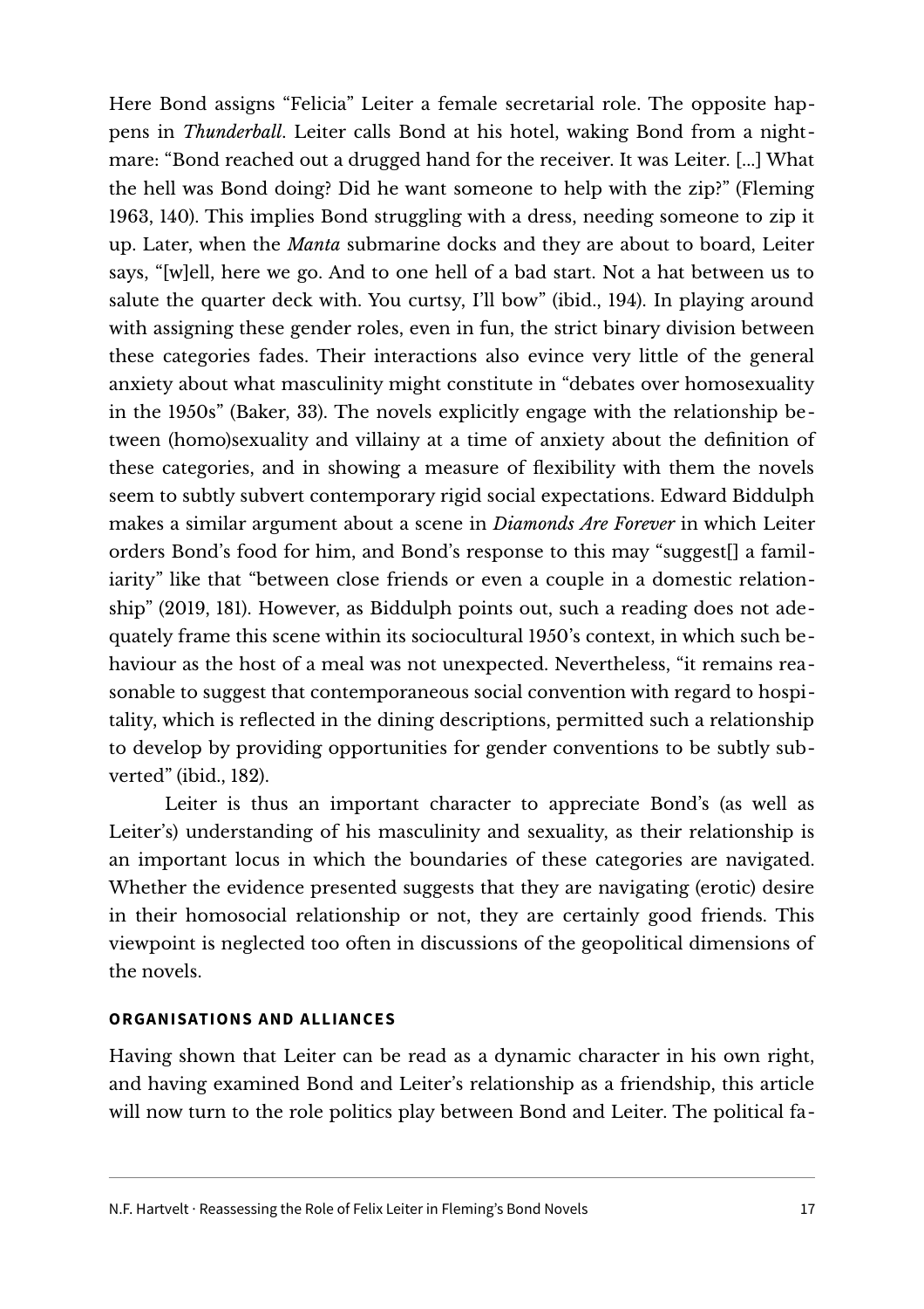Here Bond assigns "Felicia" Leiter a female secretarial role. The opposite happens in *Thunderball*. Leiter calls Bond at his hotel, waking Bond from a nightmare: "Bond reached out a drugged hand for the receiver. It was Leiter. [...] What the hell was Bond doing? Did he want someone to help with the zip?" (Fleming 1963, 140). This implies Bond struggling with a dress, needing someone to zip it up. Later, when the *Manta* submarine docks and they are about to board, Leiter says, "[w]ell, here we go. And to one hell of a bad start. Not a hat between us to salute the quarter deck with. You curtsy, I'll bow" (ibid., 194). In playing around with assigning these gender roles, even in fun, the strict binary division between these categories fades. Their interactions also evince very little of the general anxiety about what masculinity might constitute in "debates over homosexuality in the 1950s" (Baker, 33). The novels explicitly engage with the relationship between (homo)sexuality and villainy at a time of anxiety about the definition of these categories, and in showing a measure of flexibility with them the novels seem to subtly subvert contemporary rigid social expectations. Edward Biddulph makes a similar argument about a scene in *Diamonds Are Forever* in which Leiter orders Bond's food for him, and Bond's response to this may "suggest[] a familiarity" like that "between close friends or even a couple in a domestic relationship" (2019, 181). However, as Biddulph points out, such a reading does not adequately frame this scene within its sociocultural 1950's context, in which such behaviour as the host of a meal was not unexpected. Nevertheless, "it remains reasonable to suggest that contemporaneous social convention with regard to hospitality, which is reflected in the dining descriptions, permitted such a relationship to develop by providing opportunities for gender conventions to be subtly subverted" (ibid., 182).

Leiter is thus an important character to appreciate Bond's (as well as Leiter's) understanding of his masculinity and sexuality, as their relationship is an important locus in which the boundaries of these categories are navigated. Whether the evidence presented suggests that they are navigating (erotic) desire in their homosocial relationship or not, they are certainly good friends. This viewpoint is neglected too often in discussions of the geopolitical dimensions of the novels.

### ORGANISATIONS AND ALLIANCES

Having shown that Leiter can be read as a dynamic character in his own right, and having examined Bond and Leiter's relationship as a friendship, this article will now turn to the role politics play between Bond and Leiter. The political fa-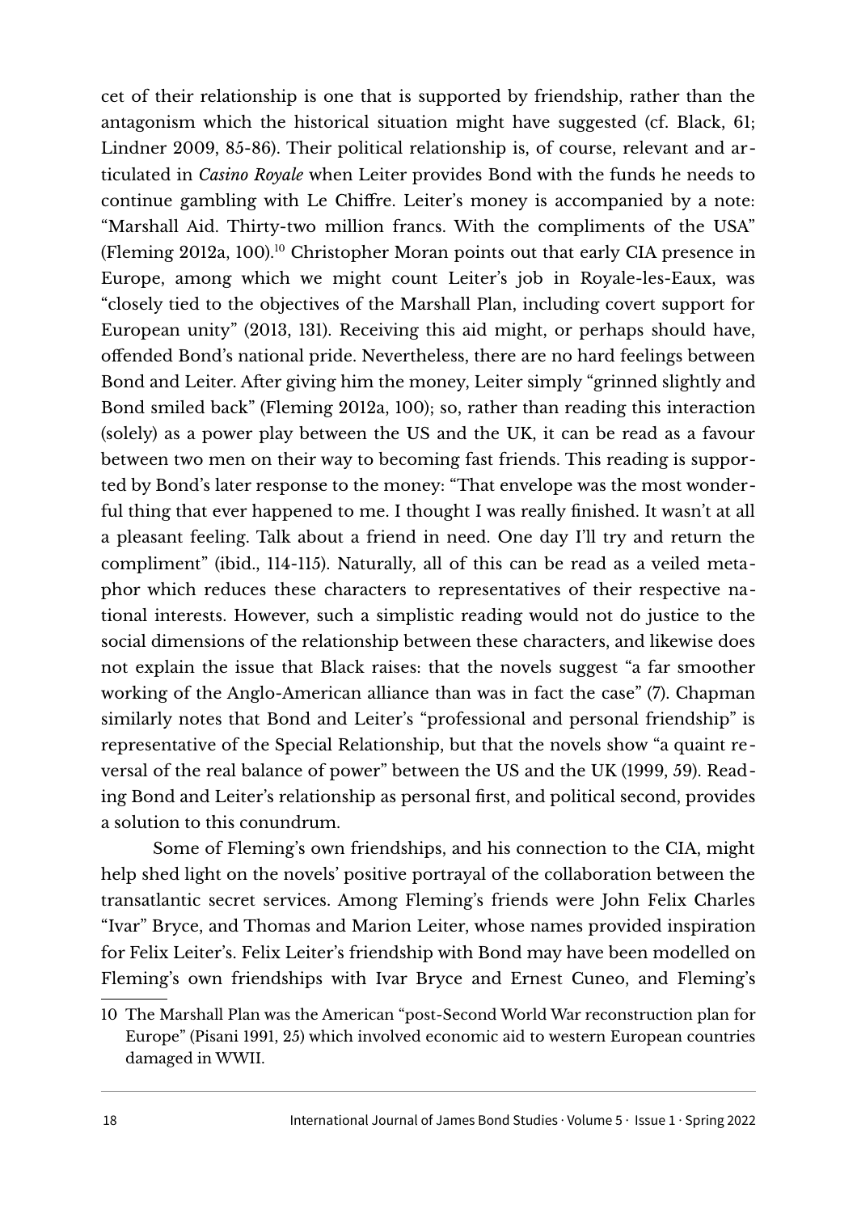cet of their relationship is one that is supported by friendship, rather than the antagonism which the historical situation might have suggested (cf. Black, 61; Lindner 2009, 85-86). Their political relationship is, of course, relevant and articulated in *Casino Royale* when Leiter provides Bond with the funds he needs to continue gambling with Le Chiffre. Leiter's money is accompanied by a note: "Marshall Aid. Thirty-two million francs. With the compliments of the USA" (Fleming 2012a, 100).[10] Christopher Moran points out that early CIA presence in Europe, among which we might count Leiter's job in Royale-les-Eaux, was "closely tied to the objectives of the Marshall Plan, including covert support for European unity" (2013, 131). Receiving this aid might, or perhaps should have, offended Bond's national pride. Nevertheless, there are no hard feelings between Bond and Leiter. After giving him the money, Leiter simply "grinned slightly and Bond smiled back" (Fleming 2012a, 100); so, rather than reading this interaction (solely) as a power play between the US and the UK, it can be read as a favour between two men on their way to becoming fast friends. This reading is supported by Bond's later response to the money: "That envelope was the most wonderful thing that ever happened to me. I thought I was really finished. It wasn't at all a pleasant feeling. Talk about a friend in need. One day I'll try and return the compliment" (ibid., 114-115). Naturally, all of this can be read as a veiled metaphor which reduces these characters to representatives of their respective national interests. However, such a simplistic reading would not do justice to the social dimensions of the relationship between these characters, and likewise does not explain the issue that Black raises: that the novels suggest "a far smoother working of the Anglo-American alliance than was in fact the case" (7). Chapman similarly notes that Bond and Leiter's "professional and personal friendship" is representative of the Special Relationship, but that the novels show "a quaint reversal of the real balance of power" between the US and the UK (1999, 59). Reading Bond and Leiter's relationship as personal first, and political second, provides a solution to this conundrum.

Some of Fleming's own friendships, and his connection to the CIA, might help shed light on the novels' positive portrayal of the collaboration between the transatlantic secret services. Among Fleming's friends were John Felix Charles "Ivar" Bryce, and Thomas and Marion Leiter, whose names provided inspiration for Felix Leiter's. Felix Leiter's friendship with Bond may have been modelled on Fleming's own friendships with Ivar Bryce and Ernest Cuneo, and Fleming's

10 The Marshall Plan was the American "post-Second World War reconstruction plan for Europe" (Pisani 1991, 25) which involved economic aid to western European countries damaged in WWII.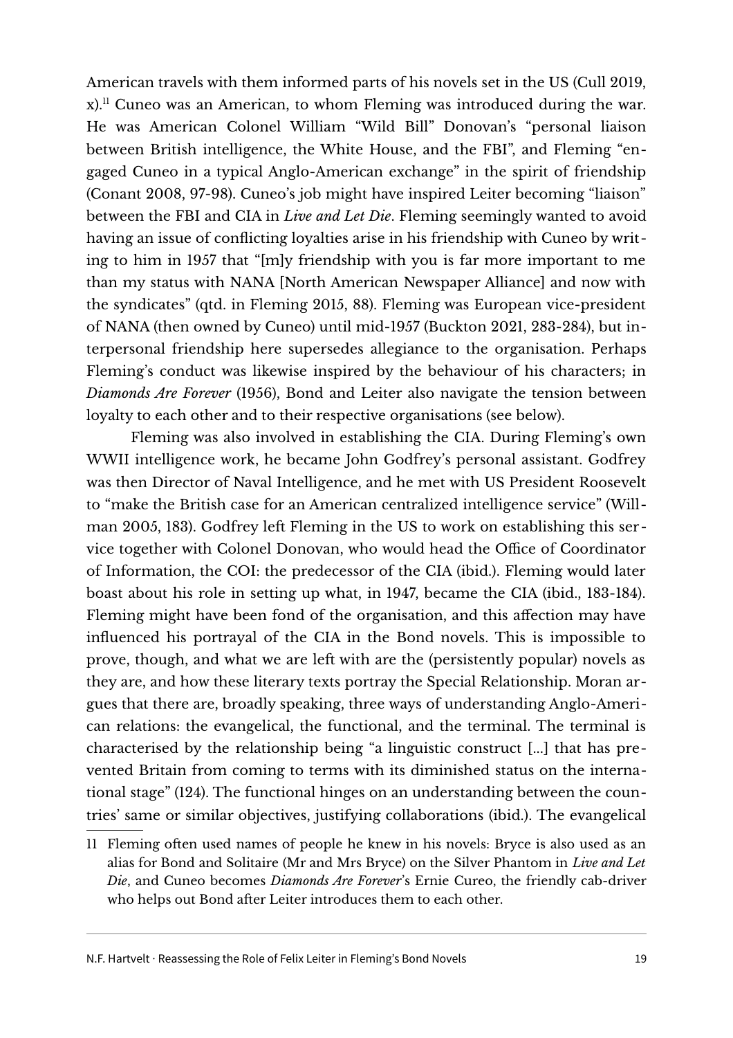American travels with them informed parts of his novels set in the US (Cull 2019, x).[11] Cuneo was an American, to whom Fleming was introduced during the war. He was American Colonel William "Wild Bill" Donovan's "personal liaison between British intelligence, the White House, and the FBI", and Fleming "engaged Cuneo in a typical Anglo-American exchange" in the spirit of friendship (Conant 2008, 97-98). Cuneo's job might have inspired Leiter becoming "liaison" between the FBI and CIA in *Live and Let Die*. Fleming seemingly wanted to avoid having an issue of conflicting loyalties arise in his friendship with Cuneo by writing to him in 1957 that "[m]y friendship with you is far more important to me than my status with NANA [North American Newspaper Alliance] and now with the syndicates" (qtd. in Fleming 2015, 88). Fleming was European vice-president of NANA (then owned by Cuneo) until mid-1957 (Buckton 2021, 283-284), but interpersonal friendship here supersedes allegiance to the organisation. Perhaps Fleming's conduct was likewise inspired by the behaviour of his characters; in *Diamonds Are Forever* (1956), Bond and Leiter also navigate the tension between loyalty to each other and to their respective organisations (see below).

Fleming was also involved in establishing the CIA. During Fleming's own WWII intelligence work, he became John Godfrey's personal assistant. Godfrey was then Director of Naval Intelligence, and he met with US President Roosevelt to "make the British case for an American centralized intelligence service" (Willman 2005, 183). Godfrey left Fleming in the US to work on establishing this service together with Colonel Donovan, who would head the Office of Coordinator of Information, the COI: the predecessor of the CIA (ibid.). Fleming would later boast about his role in setting up what, in 1947, became the CIA (ibid., 183-184). Fleming might have been fond of the organisation, and this affection may have influenced his portrayal of the CIA in the Bond novels. This is impossible to prove, though, and what we are left with are the (persistently popular) novels as they are, and how these literary texts portray the Special Relationship. Moran argues that there are, broadly speaking, three ways of understanding Anglo-American relations: the evangelical, the functional, and the terminal. The terminal is characterised by the relationship being "a linguistic construct [...] that has prevented Britain from coming to terms with its diminished status on the international stage" (124). The functional hinges on an understanding between the countries' same or similar objectives, justifying collaborations (ibid.). The evangelical

11 Fleming often used names of people he knew in his novels: Bryce is also used as an alias for Bond and Solitaire (Mr and Mrs Bryce) on the Silver Phantom in *Live and Let Die*, and Cuneo becomes *Diamonds Are Forever*'s Ernie Cureo, the friendly cab-driver who helps out Bond after Leiter introduces them to each other.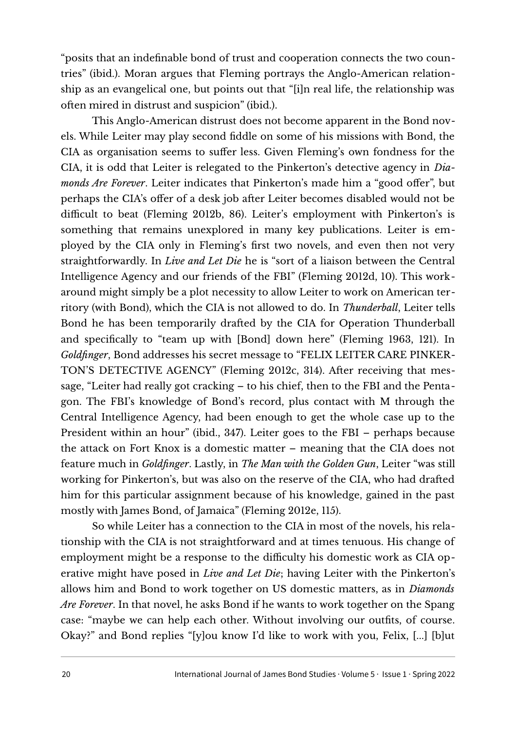"posits that an indefinable bond of trust and cooperation connects the two countries" (ibid.). Moran argues that Fleming portrays the Anglo-American relationship as an evangelical one, but points out that "[i]n real life, the relationship was often mired in distrust and suspicion" (ibid.).

This Anglo-American distrust does not become apparent in the Bond novels. While Leiter may play second fiddle on some of his missions with Bond, the CIA as organisation seems to suffer less. Given Fleming's own fondness for the CIA, it is odd that Leiter is relegated to the Pinkerton's detective agency in *Diamonds Are Forever*. Leiter indicates that Pinkerton's made him a "good offer", but perhaps the CIA's offer of a desk job after Leiter becomes disabled would not be difficult to beat (Fleming 2012b, 86). Leiter's employment with Pinkerton's is something that remains unexplored in many key publications. Leiter is employed by the CIA only in Fleming's first two novels, and even then not very straightforwardly. In *Live and Let Die* he is "sort of a liaison between the Central Intelligence Agency and our friends of the FBI" (Fleming 2012d, 10). This workaround might simply be a plot necessity to allow Leiter to work on American territory (with Bond), which the CIA is not allowed to do. In *Thunderball*, Leiter tells Bond he has been temporarily drafted by the CIA for Operation Thunderball and specifically to "team up with [Bond] down here" (Fleming 1963, 121). In *Goldfinger*, Bond addresses his secret message to "FELIX LEITER CARE PINKERTON'S DETECTIVE AGENCY" (Fleming 2012c, 314). After receiving that message, "Leiter had really got cracking – to his chief, then to the FBI and the Pentagon. The FBI's knowledge of Bond's record, plus contact with M through the Central Intelligence Agency, had been enough to get the whole case up to the President within an hour" (ibid., 347). Leiter goes to the FBI – perhaps because the attack on Fort Knox is a domestic matter – meaning that the CIA does not feature much in *Goldfinger*. Lastly, in *The Man with the Golden Gun*, Leiter "was still working for Pinkerton's, but was also on the reserve of the CIA, who had drafted him for this particular assignment because of his knowledge, gained in the past mostly with James Bond, of Jamaica" (Fleming 2012e, 115).

So while Leiter has a connection to the CIA in most of the novels, his relationship with the CIA is not straightforward and at times tenuous. His change of employment might be a response to the difficulty his domestic work as CIA operative might have posed in *Live and Let Die*; having Leiter with the Pinkerton's allows him and Bond to work together on US domestic matters, as in *Diamonds Are Forever*. In that novel, he asks Bond if he wants to work together on the Spang case: "maybe we can help each other. Without involving our outfits, of course. Okay?" and Bond replies "[y]ou know I'd like to work with you, Felix, [...] [b]ut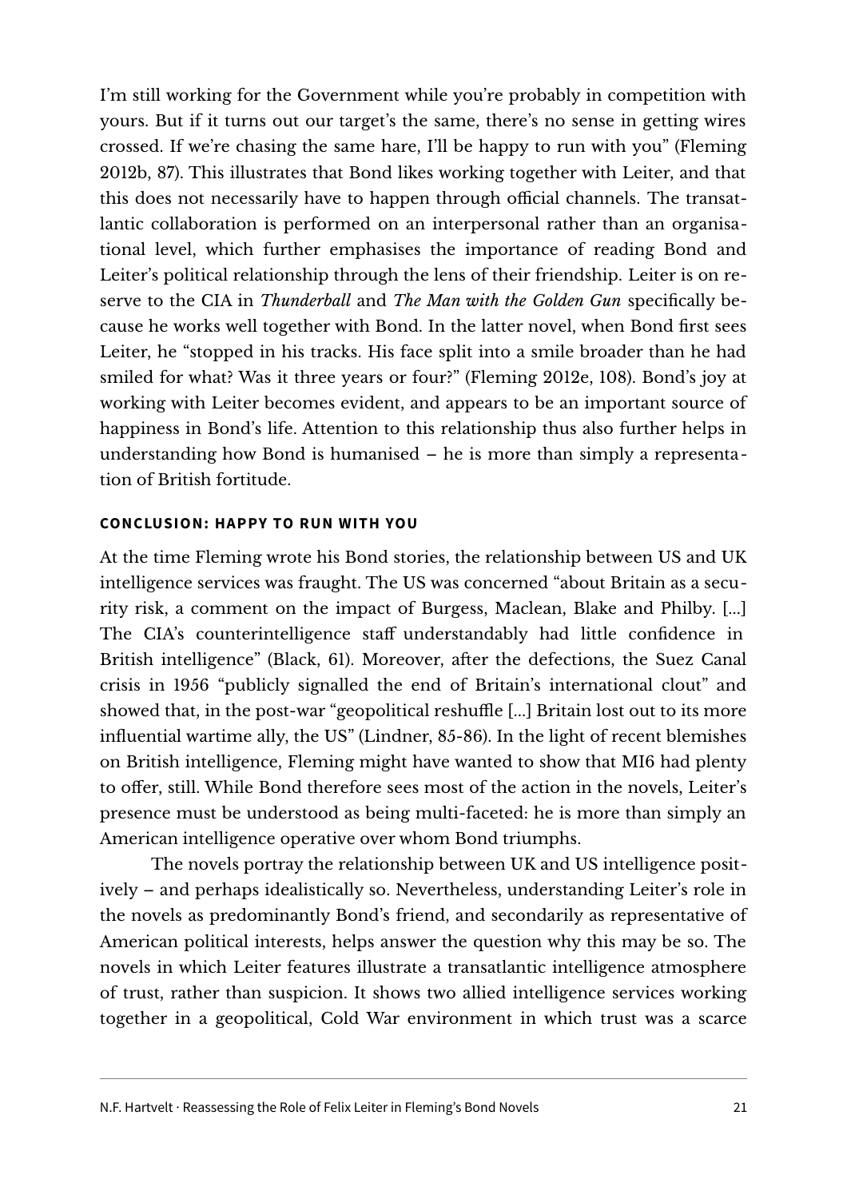I'm still working for the Government while you're probably in competition with yours. But if it turns out our target's the same, there's no sense in getting wires crossed. If we're chasing the same hare, I'll be happy to run with you" (Fleming 2012b, 87). This illustrates that Bond likes working together with Leiter, and that this does not necessarily have to happen through official channels. The transatlantic collaboration is performed on an interpersonal rather than an organisational level, which further emphasises the importance of reading Bond and Leiter's political relationship through the lens of their friendship. Leiter is on reserve to the CIA in *Thunderball* and *The Man with the Golden Gun* specifically because he works well together with Bond. In the latter novel, when Bond first sees Leiter, he "stopped in his tracks. His face split into a smile broader than he had smiled for what? Was it three years or four?" (Fleming 2012e, 108). Bond's joy at working with Leiter becomes evident, and appears to be an important source of happiness in Bond's life. Attention to this relationship thus also further helps in understanding how Bond is humanised – he is more than simply a representation of British fortitude.

## CONCLUSION: HAPPY TO RUN WITH YOU

At the time Fleming wrote his Bond stories, the relationship between US and UK intelligence services was fraught. The US was concerned "about Britain as a security risk, a comment on the impact of Burgess, Maclean, Blake and Philby. [...] The CIA's counterintelligence staff understandably had little confidence in British intelligence" (Black, 61). Moreover, after the defections, the Suez Canal crisis in 1956 "publicly signalled the end of Britain's international clout" and showed that, in the post-war "geopolitical reshuffle [...] Britain lost out to its more influential wartime ally, the US" (Lindner, 85-86). In the light of recent blemishes on British intelligence, Fleming might have wanted to show that MI6 had plenty to offer, still. While Bond therefore sees most of the action in the novels, Leiter's presence must be understood as being multi-faceted: he is more than simply an American intelligence operative over whom Bond triumphs.

The novels portray the relationship between UK and US intelligence positively – and perhaps idealistically so. Nevertheless, understanding Leiter's role in the novels as predominantly Bond's friend, and secondarily as representative of American political interests, helps answer the question why this may be so. The novels in which Leiter features illustrate a transatlantic intelligence atmosphere of trust, rather than suspicion. It shows two allied intelligence services working together in a geopolitical, Cold War environment in which trust was a scarce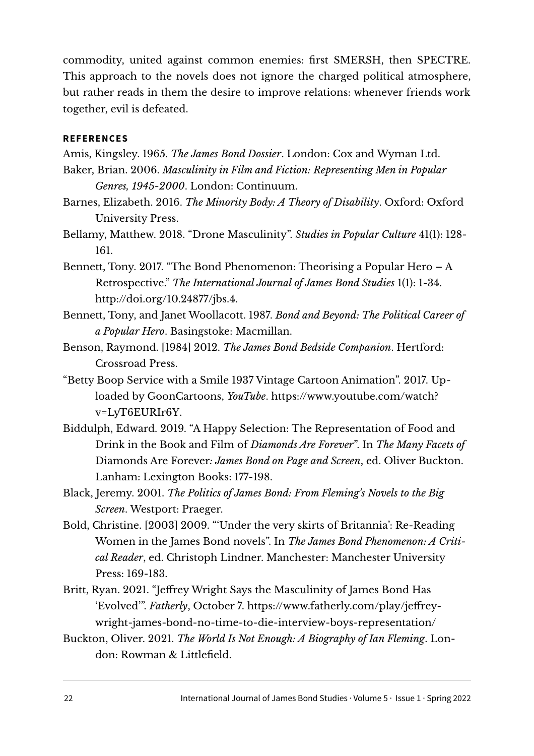commodity, united against common enemies: first SMERSH, then SPECTRE. This approach to the novels does not ignore the charged political atmosphere, but rather reads in them the desire to improve relations: whenever friends work together, evil is defeated.

## REFERENCES

Amis, Kingsley. 1965. *The James Bond Dossier*. London: Cox and Wyman Ltd.

Baker, Brian. 2006. *Masculinity in Film and Fiction: Representing Men in Popular Genres, 1945-2000*. London: Continuum.

Barnes, Elizabeth. 2016. *The Minority Body: A Theory of Disability*. Oxford: Oxford University Press.

Bellamy, Matthew. 2018. "Drone Masculinity". *Studies in Popular Culture* 41(1): 128-161.

Bennett, Tony. 2017. "The Bond Phenomenon: Theorising a Popular Hero – A Retrospective." *The International Journal of James Bond Studies* 1(1): 1-34. http://doi.org/10.24877/jbs.4.

Bennett, Tony, and Janet Woollacott. 1987. *Bond and Beyond: The Political Career of a Popular Hero*. Basingstoke: Macmillan.

Benson, Raymond. [1984] 2012. *The James Bond Bedside Companion*. Hertford: Crossroad Press.

"Betty Boop Service with a Smile 1937 Vintage Cartoon Animation". 2017. Uploaded by GoonCartoons, *YouTube*. https://www.youtube.com/watch?v=LyT6EURIr6Y.

Biddulph, Edward. 2019. "A Happy Selection: The Representation of Food and Drink in the Book and Film of *Diamonds Are Forever*". In *The Many Facets of* Diamonds Are Forever*: James Bond on Page and Screen*, ed. Oliver Buckton. Lanham: Lexington Books: 177-198.

Black, Jeremy. 2001. *The Politics of James Bond: From Fleming's Novels to the Big Screen*. Westport: Praeger.

Bold, Christine. [2003] 2009. "'Under the very skirts of Britannia': Re-Reading Women in the James Bond novels". In *The James Bond Phenomenon: A Critical Reader*, ed. Christoph Lindner. Manchester: Manchester University Press: 169-183.

Britt, Ryan. 2021. "Jeffrey Wright Says the Masculinity of James Bond Has 'Evolved'". *Fatherly*, October 7. https://www.fatherly.com/play/jeffrey-wright-james-bond-no-time-to-die-interview-boys-representation/

Buckton, Oliver. 2021. *The World Is Not Enough: A Biography of Ian Fleming*. London: Rowman & Littlefield.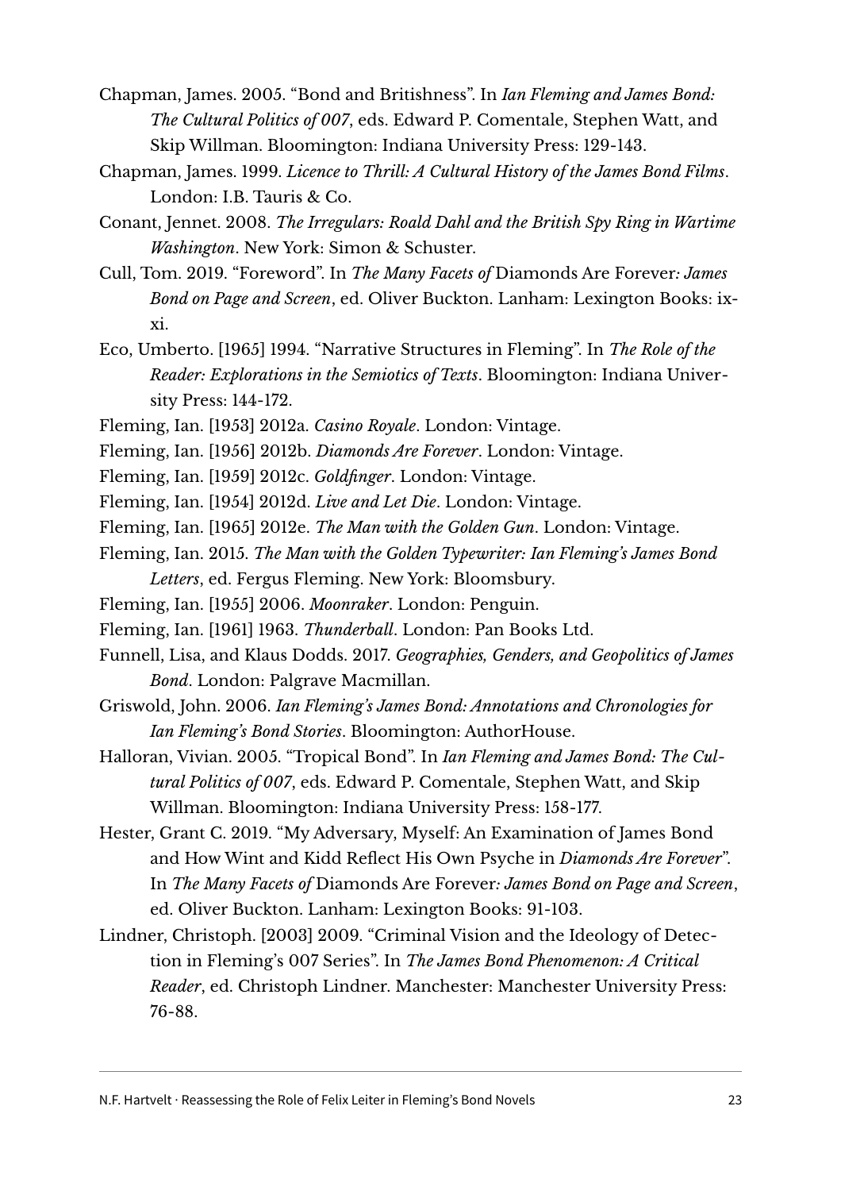Chapman, James. 2005. "Bond and Britishness". In *Ian Fleming and James Bond: The Cultural Politics of 007*, eds. Edward P. Comentale, Stephen Watt, and Skip Willman. Bloomington: Indiana University Press: 129-143.

Chapman, James. 1999. *Licence to Thrill: A Cultural History of the James Bond Films*. London: I.B. Tauris & Co.

Conant, Jennet. 2008. *The Irregulars: Roald Dahl and the British Spy Ring in Wartime Washington*. New York: Simon & Schuster.

Cull, Tom. 2019. "Foreword". In *The Many Facets of* Diamonds Are Forever*: James Bond on Page and Screen*, ed. Oliver Buckton. Lanham: Lexington Books: ix-xi.

Eco, Umberto. [1965] 1994. "Narrative Structures in Fleming". In *The Role of the Reader: Explorations in the Semiotics of Texts*. Bloomington: Indiana University Press: 144-172.

Fleming, Ian. [1953] 2012a. *Casino Royale*. London: Vintage.

Fleming, Ian. [1956] 2012b. *Diamonds Are Forever*. London: Vintage.

Fleming, Ian. [1959] 2012c. *Goldfinger*. London: Vintage.

Fleming, Ian. [1954] 2012d. *Live and Let Die*. London: Vintage.

Fleming, Ian. [1965] 2012e. *The Man with the Golden Gun*. London: Vintage.

Fleming, Ian. 2015. *The Man with the Golden Typewriter: Ian Fleming's James Bond Letters*, ed. Fergus Fleming. New York: Bloomsbury.

Fleming, Ian. [1955] 2006. *Moonraker*. London: Penguin.

Fleming, Ian. [1961] 1963. *Thunderball*. London: Pan Books Ltd.

Funnell, Lisa, and Klaus Dodds. 2017. *Geographies, Genders, and Geopolitics of James Bond*. London: Palgrave Macmillan.

Griswold, John. 2006. *Ian Fleming's James Bond: Annotations and Chronologies for Ian Fleming's Bond Stories*. Bloomington: AuthorHouse.

Halloran, Vivian. 2005. "Tropical Bond". In *Ian Fleming and James Bond: The Cultural Politics of 007*, eds. Edward P. Comentale, Stephen Watt, and Skip Willman. Bloomington: Indiana University Press: 158-177.

Hester, Grant C. 2019. "My Adversary, Myself: An Examination of James Bond and How Wint and Kidd Reflect His Own Psyche in *Diamonds Are Forever*". In *The Many Facets of* Diamonds Are Forever*: James Bond on Page and Screen*, ed. Oliver Buckton. Lanham: Lexington Books: 91-103.

Lindner, Christoph. [2003] 2009. "Criminal Vision and the Ideology of Detection in Fleming's 007 Series". In *The James Bond Phenomenon: A Critical Reader*, ed. Christoph Lindner. Manchester: Manchester University Press: 76-88.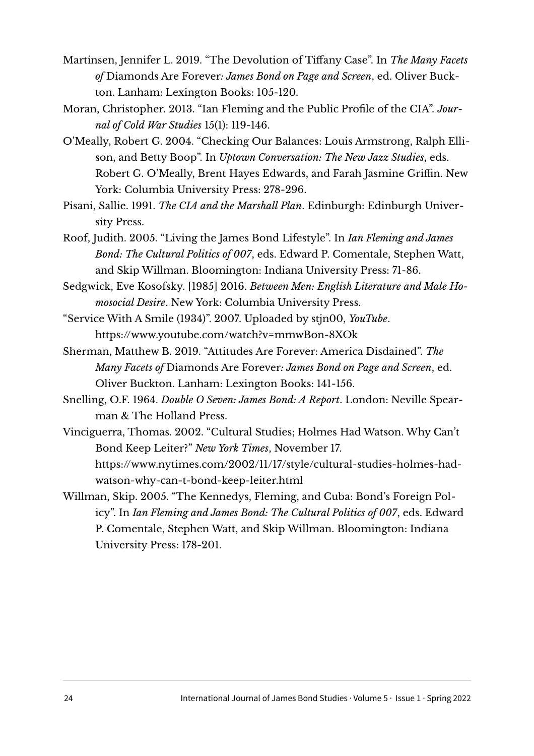Martinsen, Jennifer L. 2019. "The Devolution of Tiffany Case". In *The Many Facets of* Diamonds Are Forever*: James Bond on Page and Screen*, ed. Oliver Buckton. Lanham: Lexington Books: 105-120.

Moran, Christopher. 2013. "Ian Fleming and the Public Profile of the CIA". *Journal of Cold War Studies* 15(1): 119-146.

O'Meally, Robert G. 2004. "Checking Our Balances: Louis Armstrong, Ralph Ellison, and Betty Boop". In *Uptown Conversation: The New Jazz Studies*, eds. Robert G. O'Meally, Brent Hayes Edwards, and Farah Jasmine Griffin. New York: Columbia University Press: 278-296.

Pisani, Sallie. 1991. *The CIA and the Marshall Plan*. Edinburgh: Edinburgh University Press.

Roof, Judith. 2005. "Living the James Bond Lifestyle". In *Ian Fleming and James Bond: The Cultural Politics of 007*, eds. Edward P. Comentale, Stephen Watt, and Skip Willman. Bloomington: Indiana University Press: 71-86.

Sedgwick, Eve Kosofsky. [1985] 2016. *Between Men: English Literature and Male Homosocial Desire*. New York: Columbia University Press.

"Service With A Smile (1934)". 2007. Uploaded by stjn00, *YouTube*. https://www.youtube.com/watch?v=mmwBon-8XOk

Sherman, Matthew B. 2019. "Attitudes Are Forever: America Disdained". *The Many Facets of* Diamonds Are Forever*: James Bond on Page and Screen*, ed. Oliver Buckton. Lanham: Lexington Books: 141-156.

Snelling, O.F. 1964. *Double O Seven: James Bond: A Report*. London: Neville Spearman & The Holland Press.

Vinciguerra, Thomas. 2002. "Cultural Studies; Holmes Had Watson. Why Can't Bond Keep Leiter?" *New York Times*, November 17. https://www.nytimes.com/2002/11/17/style/cultural-studies-holmes-had-watson-why-can-t-bond-keep-leiter.html

Willman, Skip. 2005. "The Kennedys, Fleming, and Cuba: Bond's Foreign Policy". In *Ian Fleming and James Bond: The Cultural Politics of 007*, eds. Edward P. Comentale, Stephen Watt, and Skip Willman. Bloomington: Indiana University Press: 178-201.